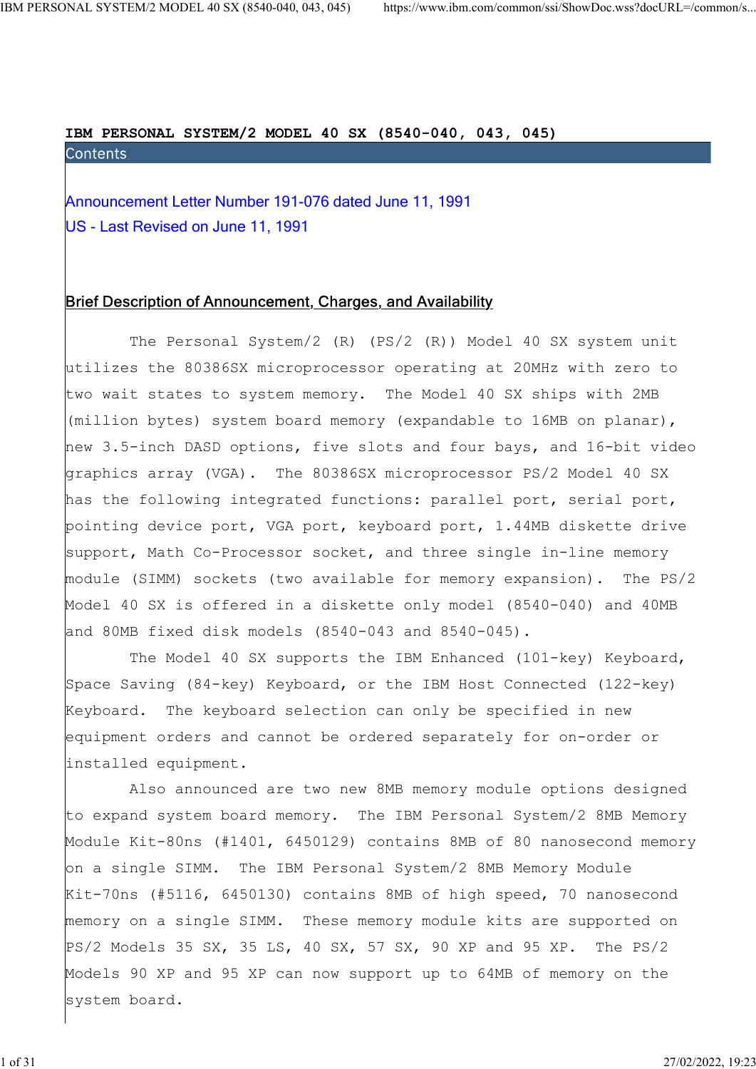# IBM PERSONAL SYSTEM/2 MODEL 40 SX (8540-040, 043, 045)

## Contents

Announcement Letter Number 191-076 dated June 11, 1991

US - Last Revised on June 11, 1991

## Brief Description of Announcement, Charges, and Availability

The Personal System/2 (R) (PS/2 (R)) Model 40 SX system unit utilizes the 80386SX microprocessor operating at 20MHz with zero to two wait states to system memory. The Model 40 SX ships with 2MB (million bytes) system board memory (expandable to 16MB on planar), new 3.5-inch DASD options, five slots and four bays, and 16-bit video graphics array (VGA). The 80386SX microprocessor PS/2 Model 40 SX has the following integrated functions: parallel port, serial port, pointing device port, VGA port, keyboard port, 1.44MB diskette drive support, Math Co-Processor socket, and three single in-line memory module (SIMM) sockets (two available for memory expansion). The PS/2 Model 40 SX is offered in a diskette only model (8540-040) and 40MB and 80MB fixed disk models (8540-043 and 8540-045).

The Model 40 SX supports the IBM Enhanced (101-key) Keyboard, Space Saving (84-key) Keyboard, or the IBM Host Connected (122-key) Keyboard. The keyboard selection can only be specified in new equipment orders and cannot be ordered separately for on-order or installed equipment.

Also announced are two new 8MB memory module options designed to expand system board memory. The IBM Personal System/2 8MB Memory Module Kit-80ns (#1401, 6450129) contains 8MB of 80 nanosecond memory on a single SIMM. The IBM Personal System/2 8MB Memory Module Kit-70ns (#5116, 6450130) contains 8MB of high speed, 70 nanosecond memory on a single SIMM. These memory module kits are supported on PS/2 Models 35 SX, 35 LS, 40 SX, 57 SX, 90 XP and 95 XP. The PS/2 Models 90 XP and 95 XP can now support up to 64MB of memory on the system board.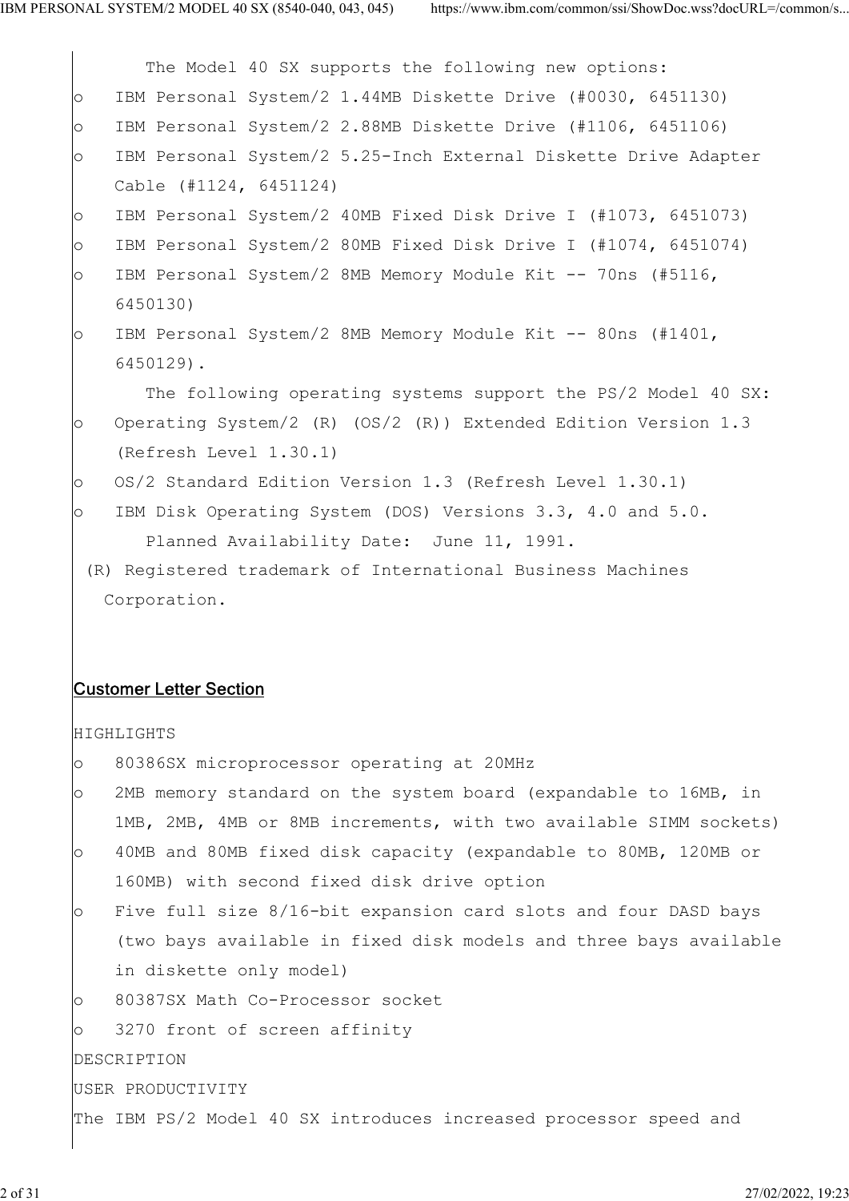The Model 40 SX supports the following new options:

- IBM Personal System/2 1.44MB Diskette Drive (#0030, 6451130)
- IBM Personal System/2 2.88MB Diskette Drive (#1106, 6451106)
- IBM Personal System/2 5.25-Inch External Diskette Drive Adapter Cable (#1124, 6451124)
- IBM Personal System/2 40MB Fixed Disk Drive I (#1073, 6451073)
- IBM Personal System/2 80MB Fixed Disk Drive I (#1074, 6451074)
- IBM Personal System/2 8MB Memory Module Kit -- 70ns (#5116, 6450130)
- IBM Personal System/2 8MB Memory Module Kit -- 80ns (#1401, 6450129).

The following operating systems support the PS/2 Model 40 SX:

- Operating System/2 (R) (OS/2 (R)) Extended Edition Version 1.3 (Refresh Level 1.30.1)
- OS/2 Standard Edition Version 1.3 (Refresh Level 1.30.1)
- IBM Disk Operating System (DOS) Versions 3.3, 4.0 and 5.0.

Planned Availability Date: June 11, 1991.

(R) Registered trademark of International Business Machines Corporation.

## Customer Letter Section

HIGHLIGHTS

- 80386SX microprocessor operating at 20MHz
- 2MB memory standard on the system board (expandable to 16MB, in 1MB, 2MB, 4MB or 8MB increments, with two available SIMM sockets)
- 40MB and 80MB fixed disk capacity (expandable to 80MB, 120MB or 160MB) with second fixed disk drive option
- Five full size 8/16-bit expansion card slots and four DASD bays (two bays available in fixed disk models and three bays available in diskette only model)
- 80387SX Math Co-Processor socket
- 3270 front of screen affinity

DESCRIPTION

USER PRODUCTIVITY

The IBM PS/2 Model 40 SX introduces increased processor speed and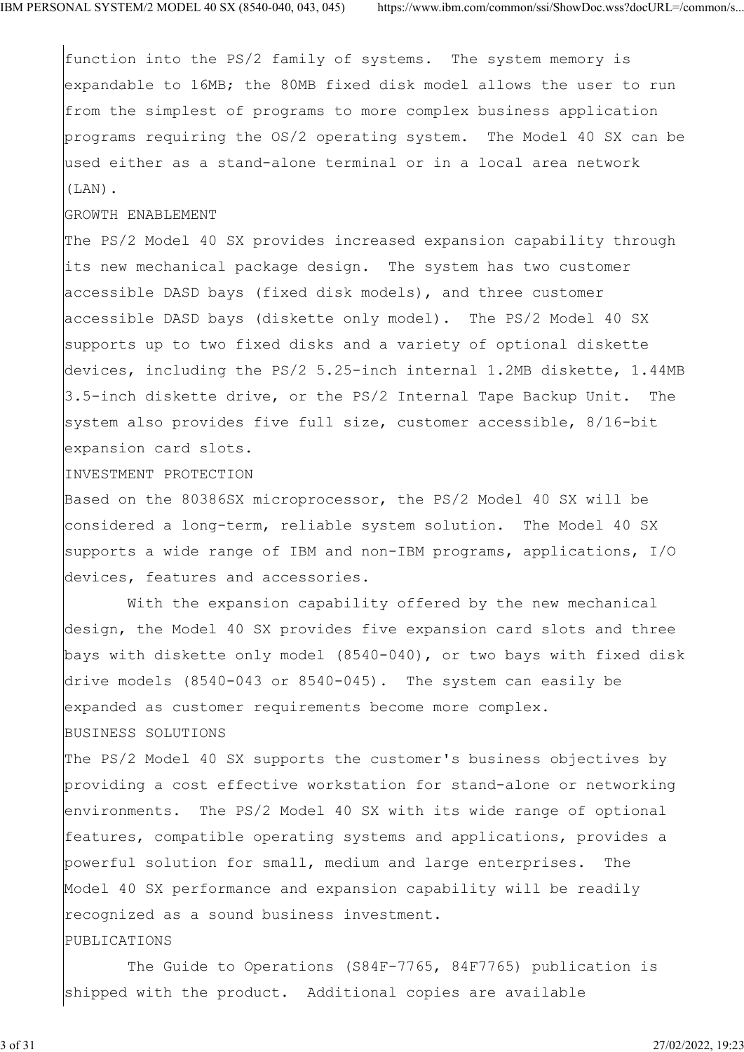function into the PS/2 family of systems. The system memory is expandable to 16MB; the 80MB fixed disk model allows the user to run from the simplest of programs to more complex business application programs requiring the OS/2 operating system. The Model 40 SX can be used either as a stand-alone terminal or in a local area network (LAN).

## GROWTH ENABLEMENT

The PS/2 Model 40 SX provides increased expansion capability through its new mechanical package design. The system has two customer accessible DASD bays (fixed disk models), and three customer accessible DASD bays (diskette only model). The PS/2 Model 40 SX supports up to two fixed disks and a variety of optional diskette devices, including the PS/2 5.25-inch internal 1.2MB diskette, 1.44MB 3.5-inch diskette drive, or the PS/2 Internal Tape Backup Unit. The system also provides five full size, customer accessible, 8/16-bit expansion card slots.

## INVESTMENT PROTECTION

Based on the 80386SX microprocessor, the PS/2 Model 40 SX will be considered a long-term, reliable system solution. The Model 40 SX supports a wide range of IBM and non-IBM programs, applications, I/O devices, features and accessories.

With the expansion capability offered by the new mechanical design, the Model 40 SX provides five expansion card slots and three bays with diskette only model (8540-040), or two bays with fixed disk drive models (8540-043 or 8540-045). The system can easily be expanded as customer requirements become more complex.

## BUSINESS SOLUTIONS

The PS/2 Model 40 SX supports the customer's business objectives by providing a cost effective workstation for stand-alone or networking environments. The PS/2 Model 40 SX with its wide range of optional features, compatible operating systems and applications, provides a powerful solution for small, medium and large enterprises. The Model 40 SX performance and expansion capability will be readily recognized as a sound business investment.

## PUBLICATIONS

The Guide to Operations (S84F-7765, 84F7765) publication is shipped with the product. Additional copies are available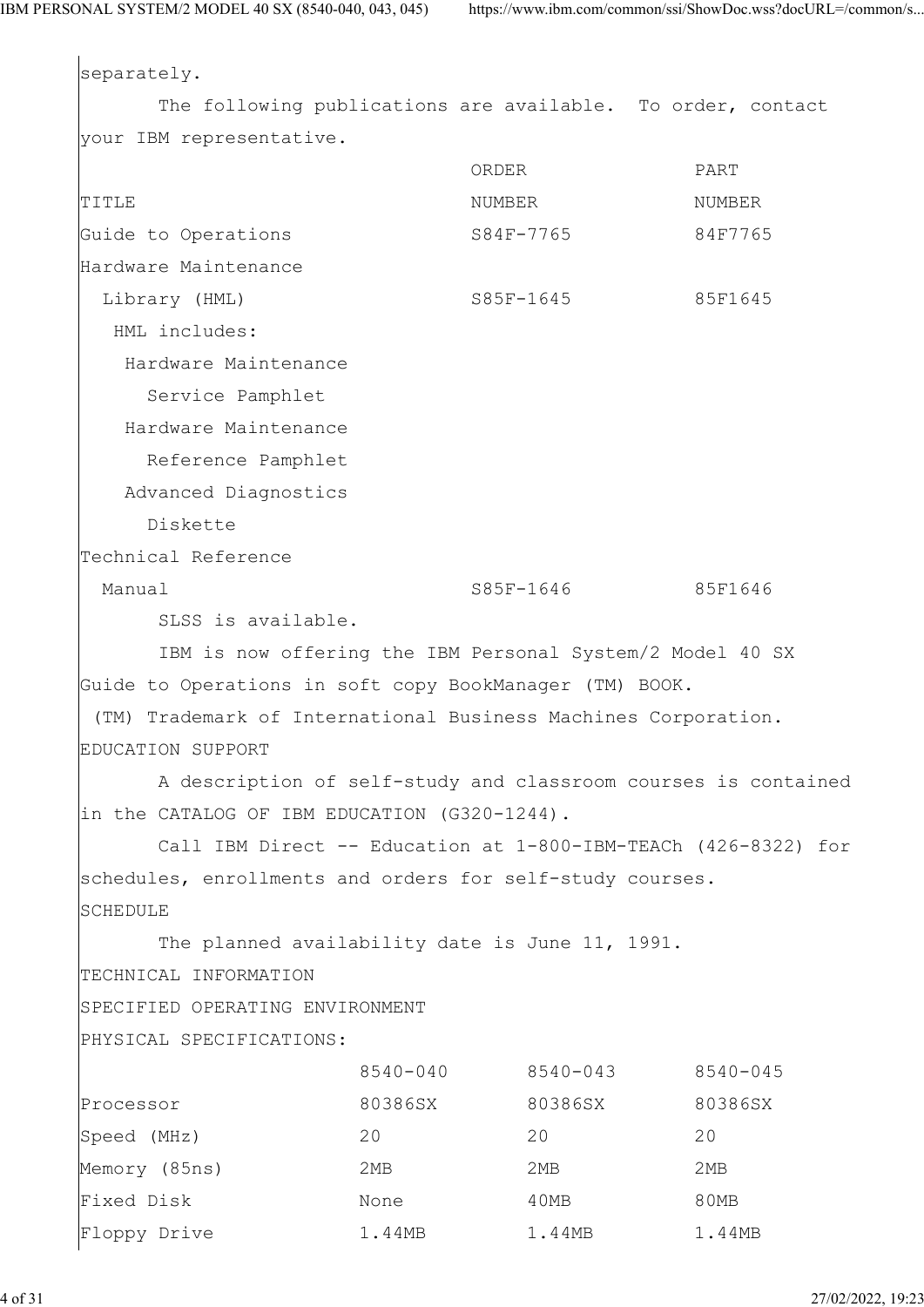separately.

The following publications are available. To order, contact your IBM representative.

| TITLE | ORDER NUMBER | PART NUMBER |
|---|---|---|
| Guide to Operations | S84F-7765 | 84F7765 |
| Hardware Maintenance Library (HML) | S85F-1645 | 85F1645 |
| HML includes: | | |
| Hardware Maintenance Service Pamphlet | | |
| Hardware Maintenance Reference Pamphlet | | |
| Advanced Diagnostics Diskette | | |
| Technical Reference Manual | S85F-1646 | 85F1646 |

SLSS is available.

IBM is now offering the IBM Personal System/2 Model 40 SX Guide to Operations in soft copy BookManager (TM) BOOK.

(TM) Trademark of International Business Machines Corporation.

EDUCATION SUPPORT

A description of self-study and classroom courses is contained in the CATALOG OF IBM EDUCATION (G320-1244).

Call IBM Direct -- Education at 1-800-IBM-TEACh (426-8322) for schedules, enrollments and orders for self-study courses.

SCHEDULE

The planned availability date is June 11, 1991.

TECHNICAL INFORMATION

SPECIFIED OPERATING ENVIRONMENT

PHYSICAL SPECIFICATIONS:

| | 8540-040 | 8540-043 | 8540-045 |
|---|---|---|---|
| Processor | 80386SX | 80386SX | 80386SX |
| Speed (MHz) | 20 | 20 | 20 |
| Memory (85ns) | 2MB | 2MB | 2MB |
| Fixed Disk | None | 40MB | 80MB |
| Floppy Drive | 1.44MB | 1.44MB | 1.44MB |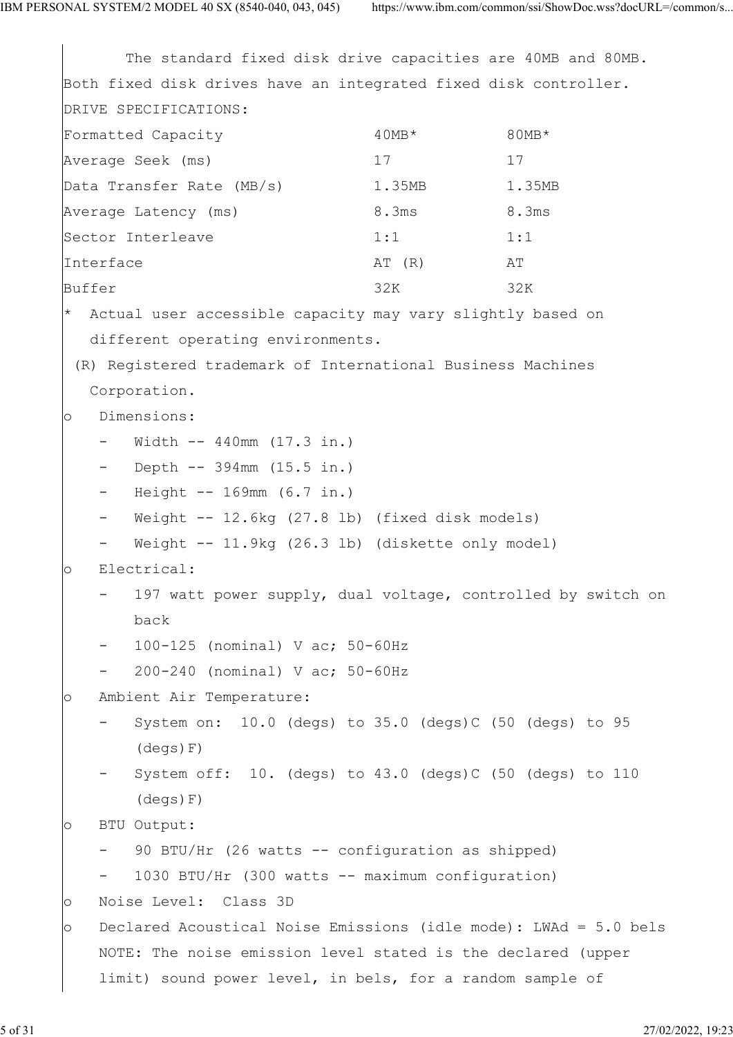The standard fixed disk drive capacities are 40MB and 80MB. Both fixed disk drives have an integrated fixed disk controller.

DRIVE SPECIFICATIONS:

| | | |
|---|---|---|
| Formatted Capacity | 40MB* | 80MB* |
| Average Seek (ms) | 17 | 17 |
| Data Transfer Rate (MB/s) | 1.35MB | 1.35MB |
| Average Latency (ms) | 8.3ms | 8.3ms |
| Sector Interleave | 1:1 | 1:1 |
| Interface | AT (R) | AT |
| Buffer | 32K | 32K |

* Actual user accessible capacity may vary slightly based on different operating environments.

(R) Registered trademark of International Business Machines Corporation.

- Dimensions:
  - Width -- 440mm (17.3 in.)
  - Depth -- 394mm (15.5 in.)
  - Height -- 169mm (6.7 in.)
  - Weight -- 12.6kg (27.8 lb) (fixed disk models)
  - Weight -- 11.9kg (26.3 lb) (diskette only model)
- Electrical:
  - 197 watt power supply, dual voltage, controlled by switch on back
  - 100-125 (nominal) V ac; 50-60Hz
  - 200-240 (nominal) V ac; 50-60Hz
- Ambient Air Temperature:
  - System on: 10.0 (degs) to 35.0 (degs)C (50 (degs) to 95 (degs)F)
  - System off: 10. (degs) to 43.0 (degs)C (50 (degs) to 110 (degs)F)
- BTU Output:
  - 90 BTU/Hr (26 watts -- configuration as shipped)
  - 1030 BTU/Hr (300 watts -- maximum configuration)
- Noise Level: Class 3D
- Declared Acoustical Noise Emissions (idle mode): LWAd = 5.0 bels

  NOTE: The noise emission level stated is the declared (upper limit) sound power level, in bels, for a random sample of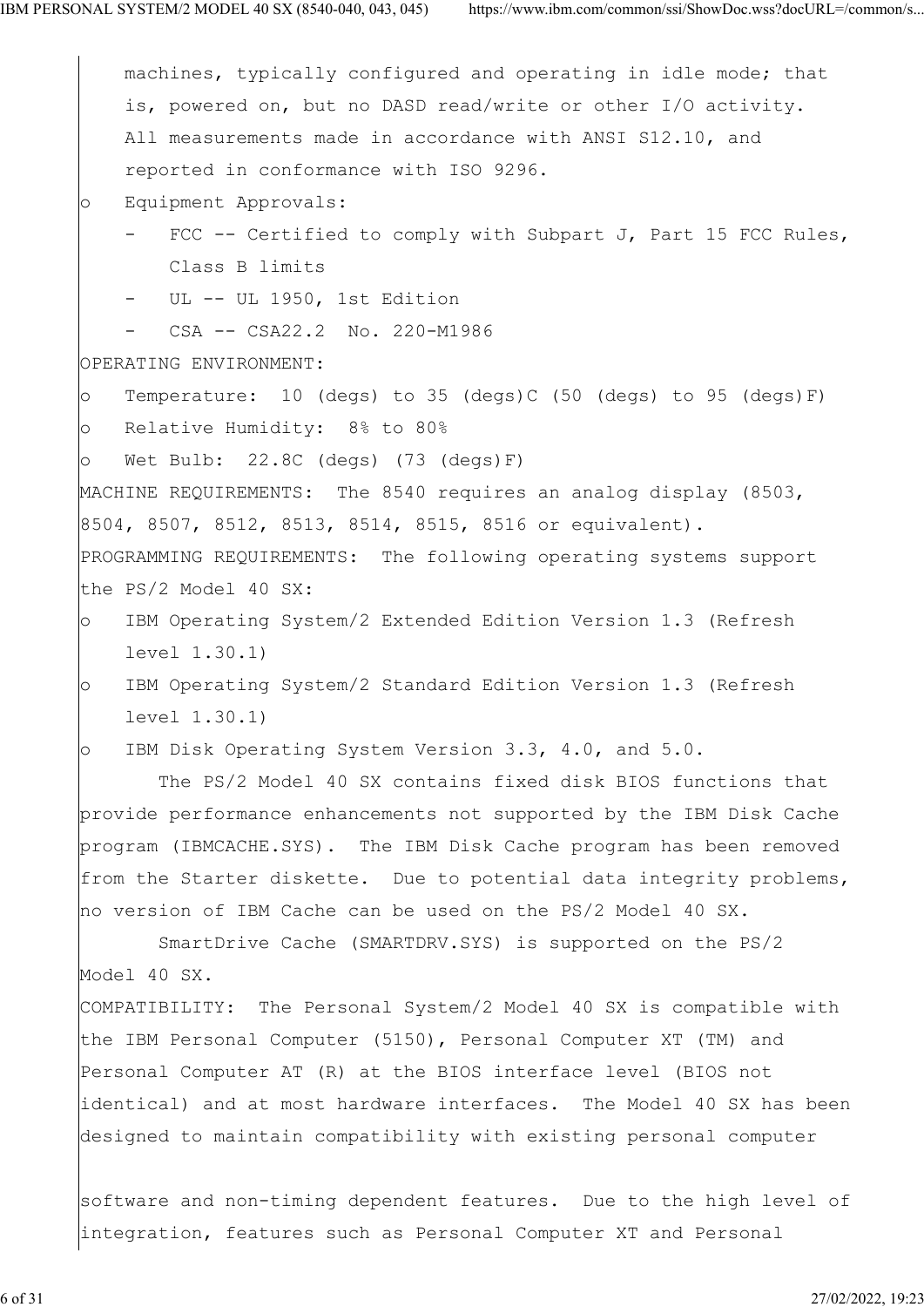machines, typically configured and operating in idle mode; that is, powered on, but no DASD read/write or other I/O activity. All measurements made in accordance with ANSI S12.10, and reported in conformance with ISO 9296.

- Equipment Approvals:
  - FCC -- Certified to comply with Subpart J, Part 15 FCC Rules, Class B limits
  - UL -- UL 1950, 1st Edition
  - CSA -- CSA22.2  No. 220-M1986

OPERATING ENVIRONMENT:

- Temperature:  10 (degs) to 35 (degs)C (50 (degs) to 95 (degs)F)
- Relative Humidity:  8% to 80%
- Wet Bulb:  22.8C (degs) (73 (degs)F)

MACHINE REQUIREMENTS:  The 8540 requires an analog display (8503, 8504, 8507, 8512, 8513, 8514, 8515, 8516 or equivalent).

PROGRAMMING REQUIREMENTS:  The following operating systems support the PS/2 Model 40 SX:

- IBM Operating System/2 Extended Edition Version 1.3 (Refresh level 1.30.1)
- IBM Operating System/2 Standard Edition Version 1.3 (Refresh level 1.30.1)
- IBM Disk Operating System Version 3.3, 4.0, and 5.0.

The PS/2 Model 40 SX contains fixed disk BIOS functions that provide performance enhancements not supported by the IBM Disk Cache program (IBMCACHE.SYS).  The IBM Disk Cache program has been removed from the Starter diskette.  Due to potential data integrity problems, no version of IBM Cache can be used on the PS/2 Model 40 SX.

SmartDrive Cache (SMARTDRV.SYS) is supported on the PS/2 Model 40 SX.

COMPATIBILITY:  The Personal System/2 Model 40 SX is compatible with the IBM Personal Computer (5150), Personal Computer XT (TM) and Personal Computer AT (R) at the BIOS interface level (BIOS not identical) and at most hardware interfaces.  The Model 40 SX has been designed to maintain compatibility with existing personal computer software and non-timing dependent features.  Due to the high level of integration, features such as Personal Computer XT and Personal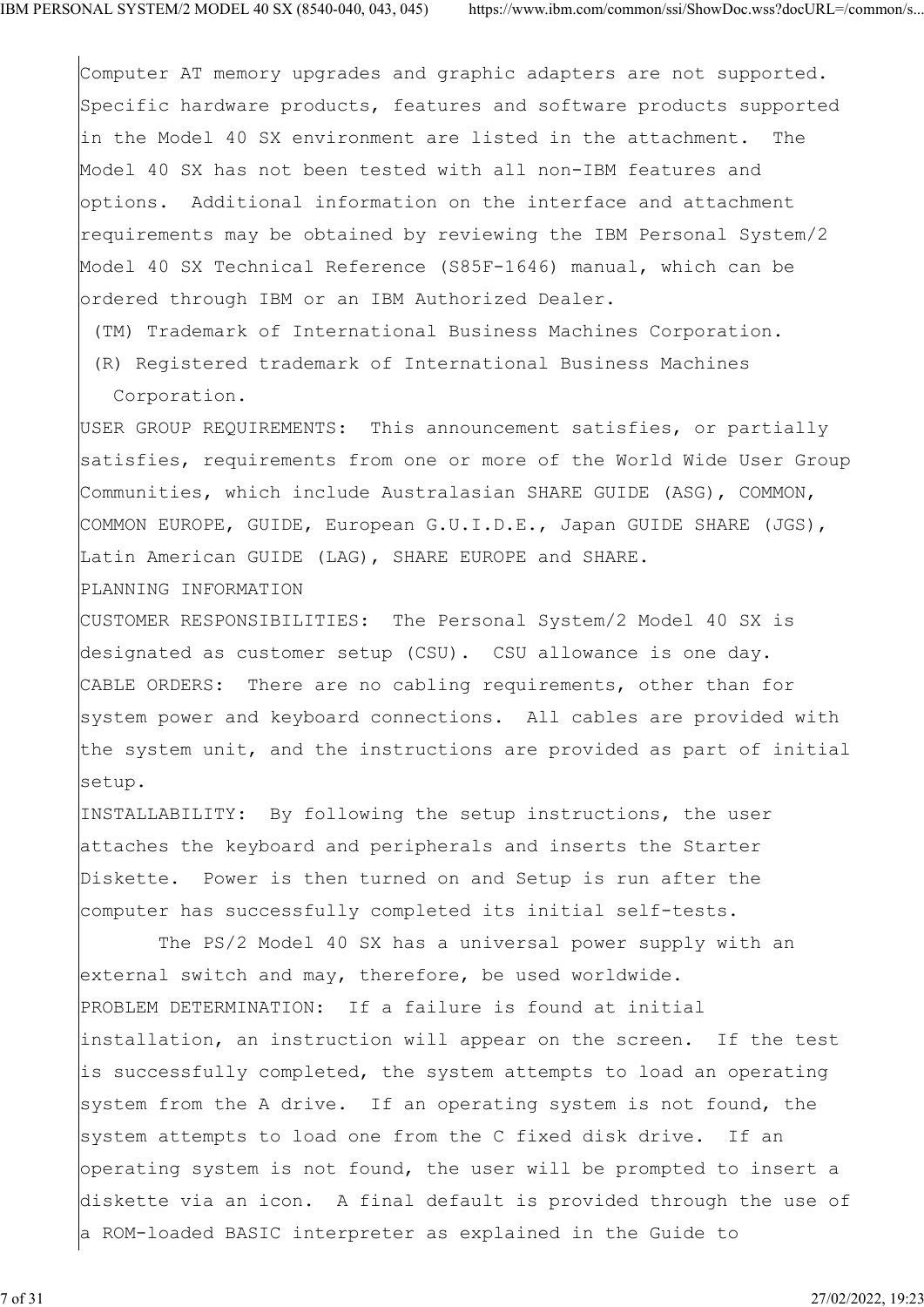Computer AT memory upgrades and graphic adapters are not supported. Specific hardware products, features and software products supported in the Model 40 SX environment are listed in the attachment. The Model 40 SX has not been tested with all non-IBM features and options. Additional information on the interface and attachment requirements may be obtained by reviewing the IBM Personal System/2 Model 40 SX Technical Reference (S85F-1646) manual, which can be ordered through IBM or an IBM Authorized Dealer.

(TM) Trademark of International Business Machines Corporation.

(R) Registered trademark of International Business Machines Corporation.

USER GROUP REQUIREMENTS: This announcement satisfies, or partially satisfies, requirements from one or more of the World Wide User Group Communities, which include Australasian SHARE GUIDE (ASG), COMMON, COMMON EUROPE, GUIDE, European G.U.I.D.E., Japan GUIDE SHARE (JGS), Latin American GUIDE (LAG), SHARE EUROPE and SHARE.

PLANNING INFORMATION

CUSTOMER RESPONSIBILITIES: The Personal System/2 Model 40 SX is designated as customer setup (CSU). CSU allowance is one day.

CABLE ORDERS: There are no cabling requirements, other than for system power and keyboard connections. All cables are provided with the system unit, and the instructions are provided as part of initial setup.

INSTALLABILITY: By following the setup instructions, the user attaches the keyboard and peripherals and inserts the Starter Diskette. Power is then turned on and Setup is run after the computer has successfully completed its initial self-tests.

The PS/2 Model 40 SX has a universal power supply with an external switch and may, therefore, be used worldwide.

PROBLEM DETERMINATION: If a failure is found at initial installation, an instruction will appear on the screen. If the test is successfully completed, the system attempts to load an operating system from the A drive. If an operating system is not found, the system attempts to load one from the C fixed disk drive. If an operating system is not found, the user will be prompted to insert a diskette via an icon. A final default is provided through the use of a ROM-loaded BASIC interpreter as explained in the Guide to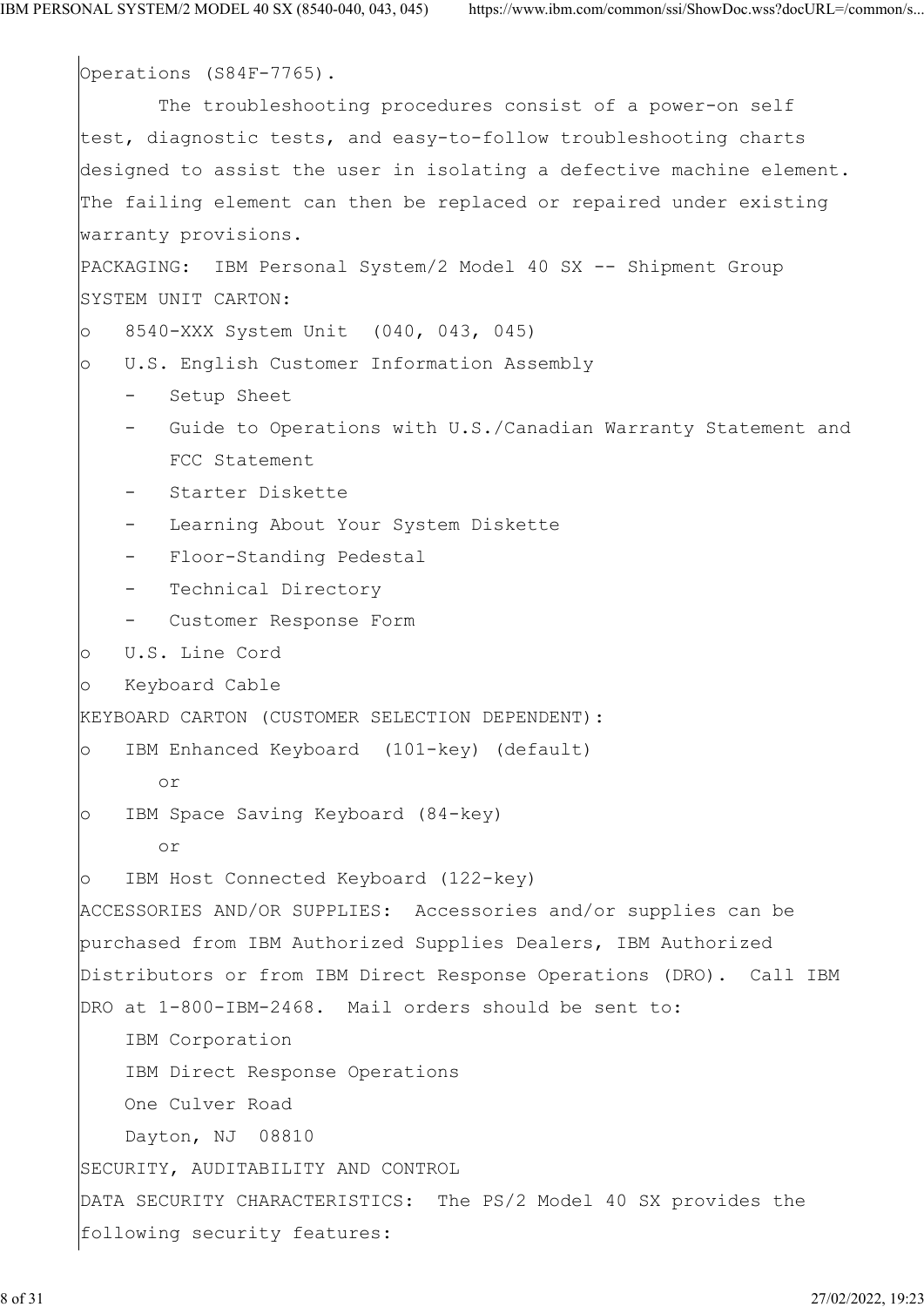Operations (S84F-7765).

The troubleshooting procedures consist of a power-on self test, diagnostic tests, and easy-to-follow troubleshooting charts designed to assist the user in isolating a defective machine element. The failing element can then be replaced or repaired under existing warranty provisions.

PACKAGING: IBM Personal System/2 Model 40 SX -- Shipment Group

SYSTEM UNIT CARTON:

- 8540-XXX System Unit (040, 043, 045)
- U.S. English Customer Information Assembly
  - Setup Sheet
  - Guide to Operations with U.S./Canadian Warranty Statement and FCC Statement
  - Starter Diskette
  - Learning About Your System Diskette
  - Floor-Standing Pedestal
  - Technical Directory
  - Customer Response Form
- U.S. Line Cord
- Keyboard Cable

KEYBOARD CARTON (CUSTOMER SELECTION DEPENDENT):

- IBM Enhanced Keyboard (101-key) (default)

  or
- IBM Space Saving Keyboard (84-key)

  or
- IBM Host Connected Keyboard (122-key)

ACCESSORIES AND/OR SUPPLIES: Accessories and/or supplies can be purchased from IBM Authorized Supplies Dealers, IBM Authorized Distributors or from IBM Direct Response Operations (DRO). Call IBM DRO at 1-800-IBM-2468. Mail orders should be sent to:

IBM Corporation
IBM Direct Response Operations
One Culver Road
Dayton, NJ 08810

SECURITY, AUDITABILITY AND CONTROL

DATA SECURITY CHARACTERISTICS: The PS/2 Model 40 SX provides the following security features: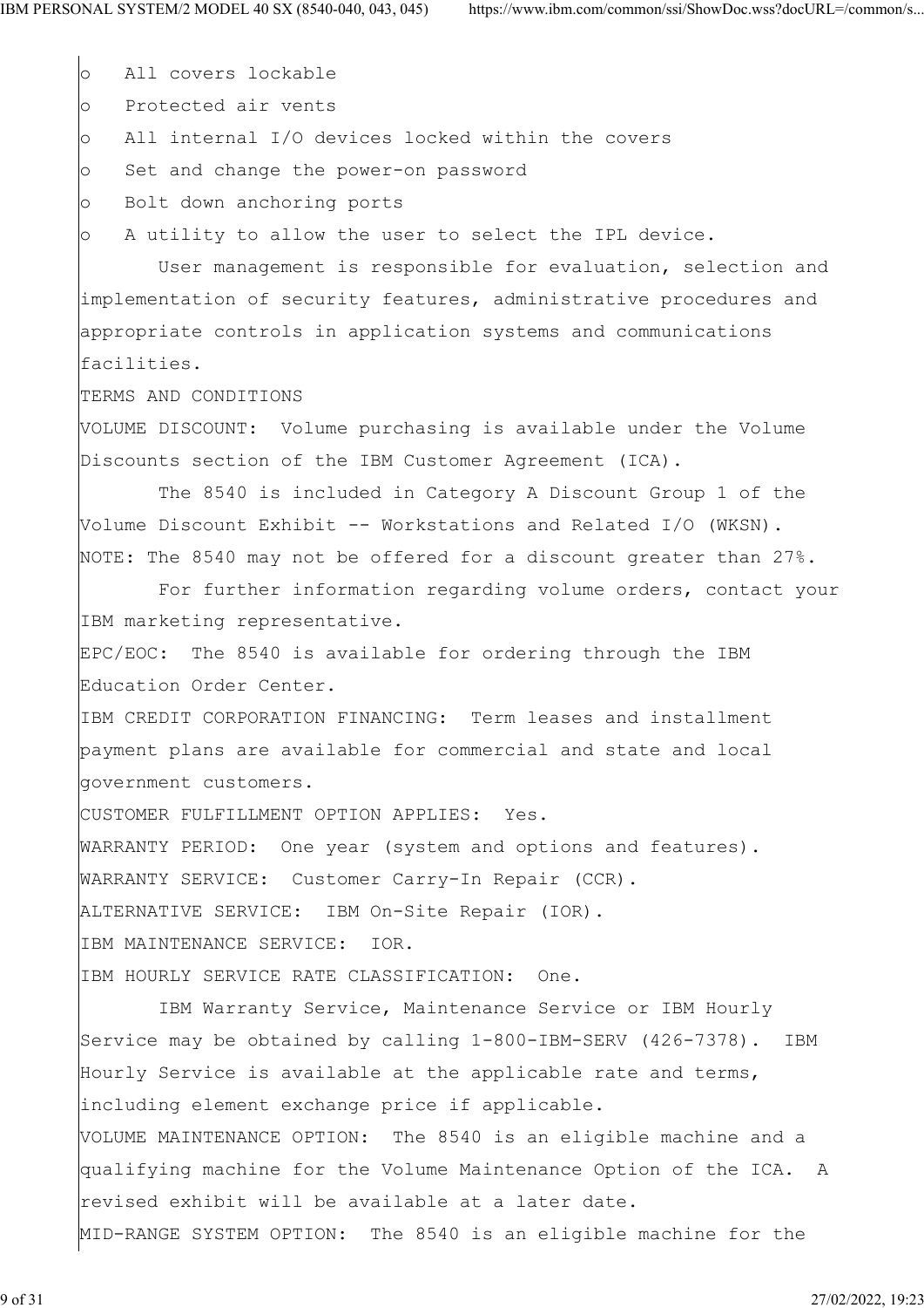- All covers lockable
- Protected air vents
- All internal I/O devices locked within the covers
- Set and change the power-on password
- Bolt down anchoring ports
- A utility to allow the user to select the IPL device.

User management is responsible for evaluation, selection and implementation of security features, administrative procedures and appropriate controls in application systems and communications facilities.

## TERMS AND CONDITIONS

VOLUME DISCOUNT: Volume purchasing is available under the Volume Discounts section of the IBM Customer Agreement (ICA).

The 8540 is included in Category A Discount Group 1 of the Volume Discount Exhibit -- Workstations and Related I/O (WKSN).

NOTE: The 8540 may not be offered for a discount greater than 27%.

For further information regarding volume orders, contact your IBM marketing representative.

EPC/EOC: The 8540 is available for ordering through the IBM Education Order Center.

IBM CREDIT CORPORATION FINANCING: Term leases and installment payment plans are available for commercial and state and local government customers.

CUSTOMER FULFILLMENT OPTION APPLIES: Yes.

WARRANTY PERIOD: One year (system and options and features).

WARRANTY SERVICE: Customer Carry-In Repair (CCR).

ALTERNATIVE SERVICE: IBM On-Site Repair (IOR).

IBM MAINTENANCE SERVICE: IOR.

IBM HOURLY SERVICE RATE CLASSIFICATION: One.

IBM Warranty Service, Maintenance Service or IBM Hourly Service may be obtained by calling 1-800-IBM-SERV (426-7378). IBM Hourly Service is available at the applicable rate and terms, including element exchange price if applicable.

VOLUME MAINTENANCE OPTION: The 8540 is an eligible machine and a qualifying machine for the Volume Maintenance Option of the ICA. A revised exhibit will be available at a later date.

MID-RANGE SYSTEM OPTION: The 8540 is an eligible machine for the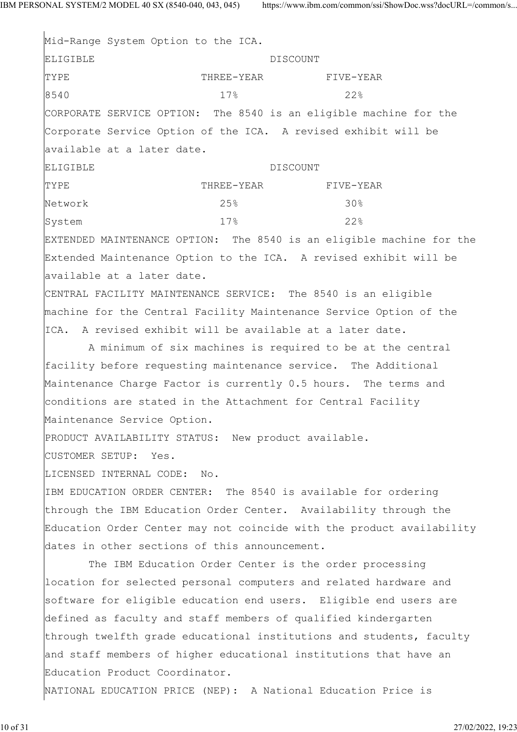Mid-Range System Option to the ICA.

| ELIGIBLE TYPE | DISCOUNT THREE-YEAR | FIVE-YEAR |
|---|---|---|
| 8540 | 17% | 22% |

CORPORATE SERVICE OPTION: The 8540 is an eligible machine for the Corporate Service Option of the ICA. A revised exhibit will be available at a later date.

| ELIGIBLE TYPE | DISCOUNT THREE-YEAR | FIVE-YEAR |
|---|---|---|
| Network | 25% | 30% |
| System | 17% | 22% |

EXTENDED MAINTENANCE OPTION: The 8540 is an eligible machine for the Extended Maintenance Option to the ICA. A revised exhibit will be available at a later date.

CENTRAL FACILITY MAINTENANCE SERVICE: The 8540 is an eligible machine for the Central Facility Maintenance Service Option of the ICA. A revised exhibit will be available at a later date.

A minimum of six machines is required to be at the central facility before requesting maintenance service. The Additional Maintenance Charge Factor is currently 0.5 hours. The terms and conditions are stated in the Attachment for Central Facility Maintenance Service Option.

PRODUCT AVAILABILITY STATUS: New product available.

CUSTOMER SETUP: Yes.

LICENSED INTERNAL CODE: No.

IBM EDUCATION ORDER CENTER: The 8540 is available for ordering through the IBM Education Order Center. Availability through the Education Order Center may not coincide with the product availability dates in other sections of this announcement.

The IBM Education Order Center is the order processing location for selected personal computers and related hardware and software for eligible education end users. Eligible end users are defined as faculty and staff members of qualified kindergarten through twelfth grade educational institutions and students, faculty and staff members of higher educational institutions that have an Education Product Coordinator.

NATIONAL EDUCATION PRICE (NEP): A National Education Price is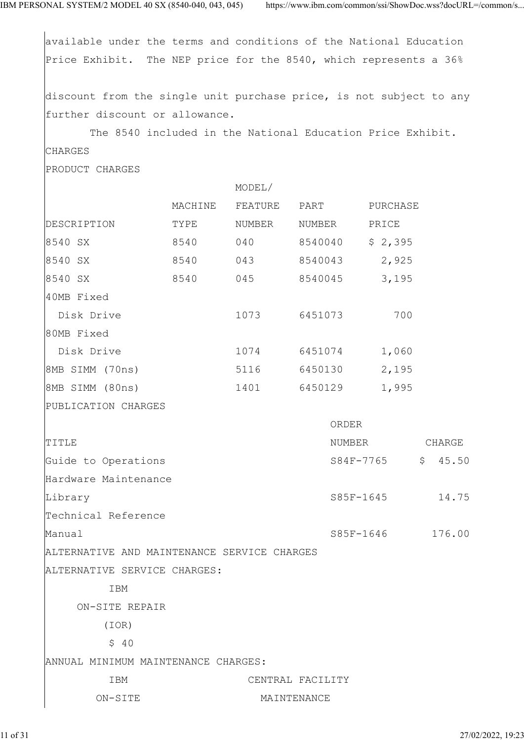available under the terms and conditions of the National Education Price Exhibit. The NEP price for the 8540, which represents a 36% discount from the single unit purchase price, is not subject to any further discount or allowance.

The 8540 included in the National Education Price Exhibit.

CHARGES

PRODUCT CHARGES

| DESCRIPTION | MACHINE TYPE | MODEL/ FEATURE NUMBER | PART NUMBER | PURCHASE PRICE |
|---|---|---|---|---|
| 8540 SX | 8540 | 040 | 8540040 | $ 2,395 |
| 8540 SX | 8540 | 043 | 8540043 | 2,925 |
| 8540 SX | 8540 | 045 | 8540045 | 3,195 |
| 40MB Fixed Disk Drive | | 1073 | 6451073 | 700 |
| 80MB Fixed Disk Drive | | 1074 | 6451074 | 1,060 |
| 8MB SIMM (70ns) | | 5116 | 6450130 | 2,195 |
| 8MB SIMM (80ns) | | 1401 | 6450129 | 1,995 |

PUBLICATION CHARGES

| TITLE | ORDER NUMBER | CHARGE |
|---|---|---|
| Guide to Operations | S84F-7765 | $ 45.50 |
| Hardware Maintenance Library | S85F-1645 | 14.75 |
| Technical Reference Manual | S85F-1646 | 176.00 |

ALTERNATIVE AND MAINTENANCE SERVICE CHARGES

ALTERNATIVE SERVICE CHARGES:

| IBM ON-SITE REPAIR (IOR) |
|---|
| $ 40 |

ANNUAL MINIMUM MAINTENANCE CHARGES:

| IBM ON-SITE | CENTRAL FACILITY MAINTENANCE |
|---|---|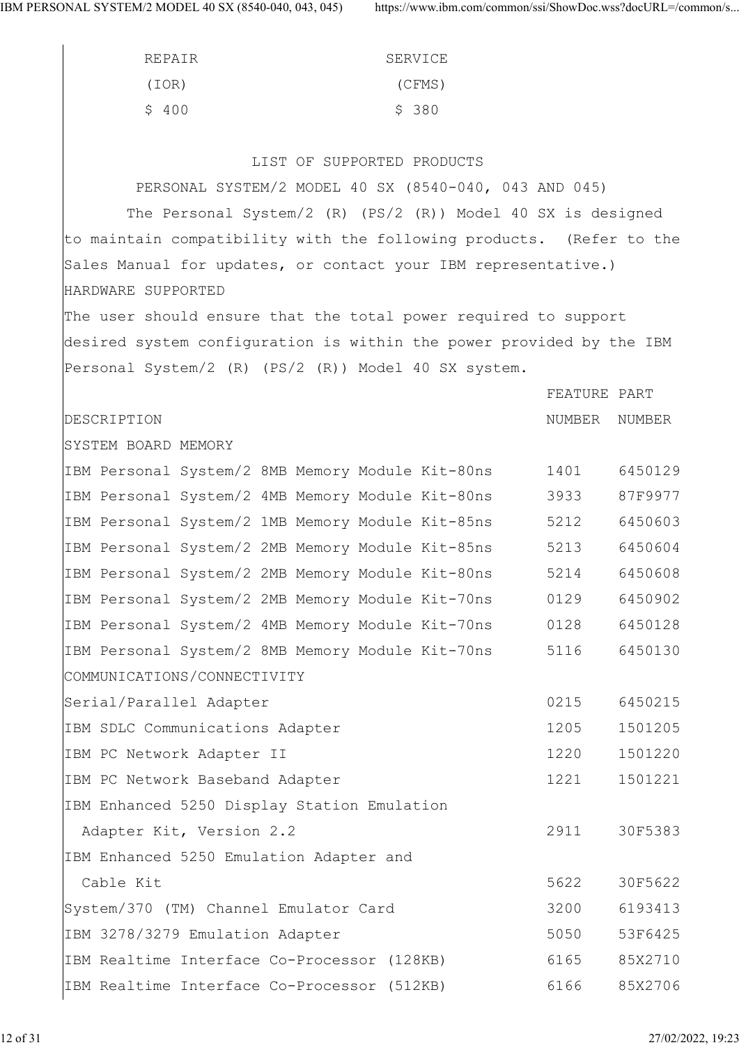| REPAIR (IOR) | SERVICE (CFMS) |
|---|---|
| $ 400 | $ 380 |

## LIST OF SUPPORTED PRODUCTS

### PERSONAL SYSTEM/2 MODEL 40 SX (8540-040, 043 AND 045)

The Personal System/2 (R) (PS/2 (R)) Model 40 SX is designed to maintain compatibility with the following products. (Refer to the Sales Manual for updates, or contact your IBM representative.)

HARDWARE SUPPORTED

The user should ensure that the total power required to support desired system configuration is within the power provided by the IBM Personal System/2 (R) (PS/2 (R)) Model 40 SX system.

| DESCRIPTION | FEATURE NUMBER | PART NUMBER |
|---|---|---|
| SYSTEM BOARD MEMORY | | |
| IBM Personal System/2 8MB Memory Module Kit-80ns | 1401 | 6450129 |
| IBM Personal System/2 4MB Memory Module Kit-80ns | 3933 | 87F9977 |
| IBM Personal System/2 1MB Memory Module Kit-85ns | 5212 | 6450603 |
| IBM Personal System/2 2MB Memory Module Kit-85ns | 5213 | 6450604 |
| IBM Personal System/2 2MB Memory Module Kit-80ns | 5214 | 6450608 |
| IBM Personal System/2 2MB Memory Module Kit-70ns | 0129 | 6450902 |
| IBM Personal System/2 4MB Memory Module Kit-70ns | 0128 | 6450128 |
| IBM Personal System/2 8MB Memory Module Kit-70ns | 5116 | 6450130 |
| COMMUNICATIONS/CONNECTIVITY | | |
| Serial/Parallel Adapter | 0215 | 6450215 |
| IBM SDLC Communications Adapter | 1205 | 1501205 |
| IBM PC Network Adapter II | 1220 | 1501220 |
| IBM PC Network Baseband Adapter | 1221 | 1501221 |
| IBM Enhanced 5250 Display Station Emulation Adapter Kit, Version 2.2 | 2911 | 30F5383 |
| IBM Enhanced 5250 Emulation Adapter and Cable Kit | 5622 | 30F5622 |
| System/370 (TM) Channel Emulator Card | 3200 | 6193413 |
| IBM 3278/3279 Emulation Adapter | 5050 | 53F6425 |
| IBM Realtime Interface Co-Processor (128KB) | 6165 | 85X2710 |
| IBM Realtime Interface Co-Processor (512KB) | 6166 | 85X2706 |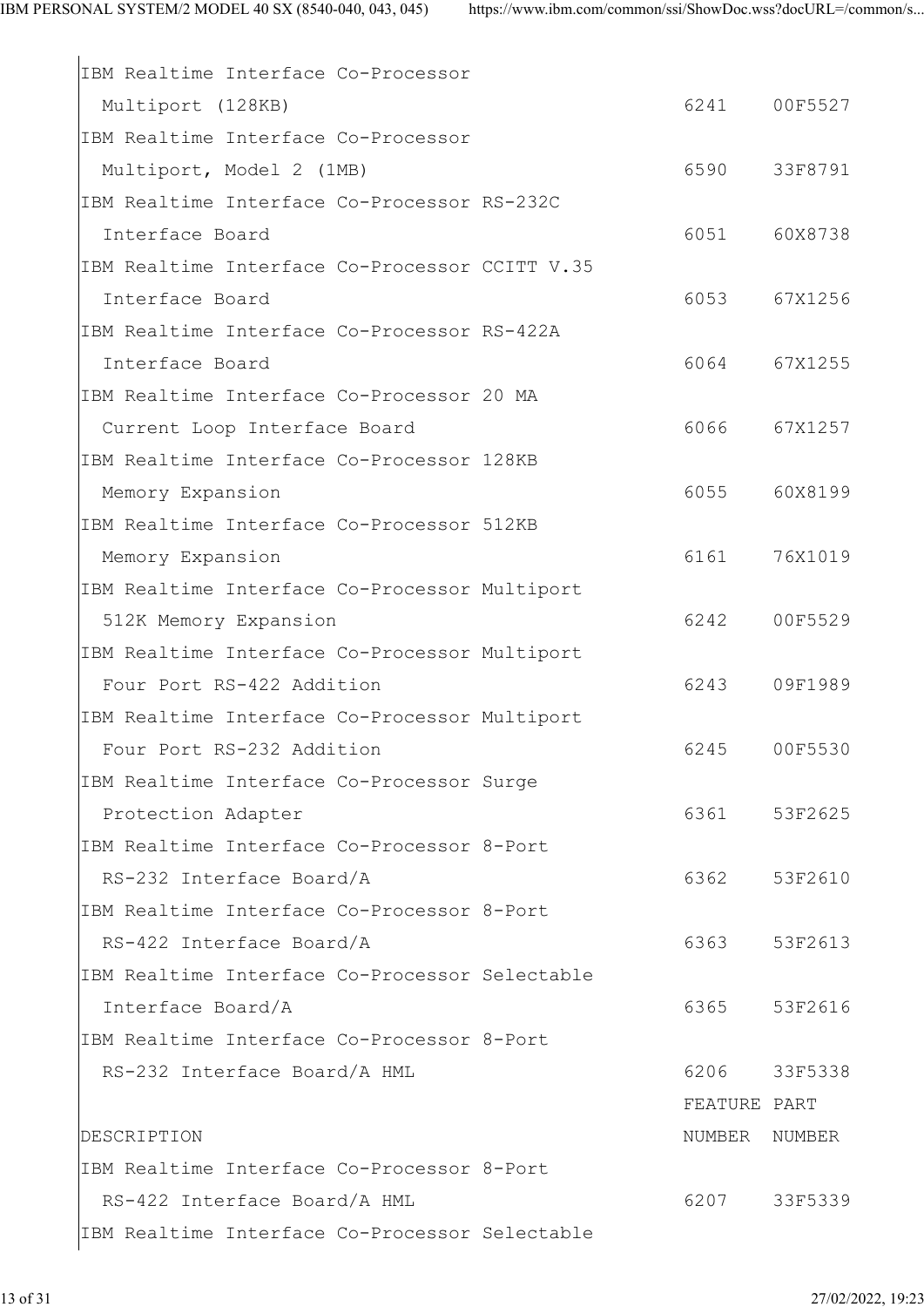| DESCRIPTION | FEATURE NUMBER | PART NUMBER |
|---|---|---|
| IBM Realtime Interface Co-Processor Multiport (128KB) | 6241 | 00F5527 |
| IBM Realtime Interface Co-Processor Multiport, Model 2 (1MB) | 6590 | 33F8791 |
| IBM Realtime Interface Co-Processor RS-232C Interface Board | 6051 | 60X8738 |
| IBM Realtime Interface Co-Processor CCITT V.35 Interface Board | 6053 | 67X1256 |
| IBM Realtime Interface Co-Processor RS-422A Interface Board | 6064 | 67X1255 |
| IBM Realtime Interface Co-Processor 20 MA Current Loop Interface Board | 6066 | 67X1257 |
| IBM Realtime Interface Co-Processor 128KB Memory Expansion | 6055 | 60X8199 |
| IBM Realtime Interface Co-Processor 512KB Memory Expansion | 6161 | 76X1019 |
| IBM Realtime Interface Co-Processor Multiport 512K Memory Expansion | 6242 | 00F5529 |
| IBM Realtime Interface Co-Processor Multiport Four Port RS-422 Addition | 6243 | 09F1989 |
| IBM Realtime Interface Co-Processor Multiport Four Port RS-232 Addition | 6245 | 00F5530 |
| IBM Realtime Interface Co-Processor Surge Protection Adapter | 6361 | 53F2625 |
| IBM Realtime Interface Co-Processor 8-Port RS-232 Interface Board/A | 6362 | 53F2610 |
| IBM Realtime Interface Co-Processor 8-Port RS-422 Interface Board/A | 6363 | 53F2613 |
| IBM Realtime Interface Co-Processor Selectable Interface Board/A | 6365 | 53F2616 |
| IBM Realtime Interface Co-Processor 8-Port RS-232 Interface Board/A HML | 6206 | 33F5338 |
| IBM Realtime Interface Co-Processor 8-Port RS-422 Interface Board/A HML | 6207 | 33F5339 |
| IBM Realtime Interface Co-Processor Selectable | | |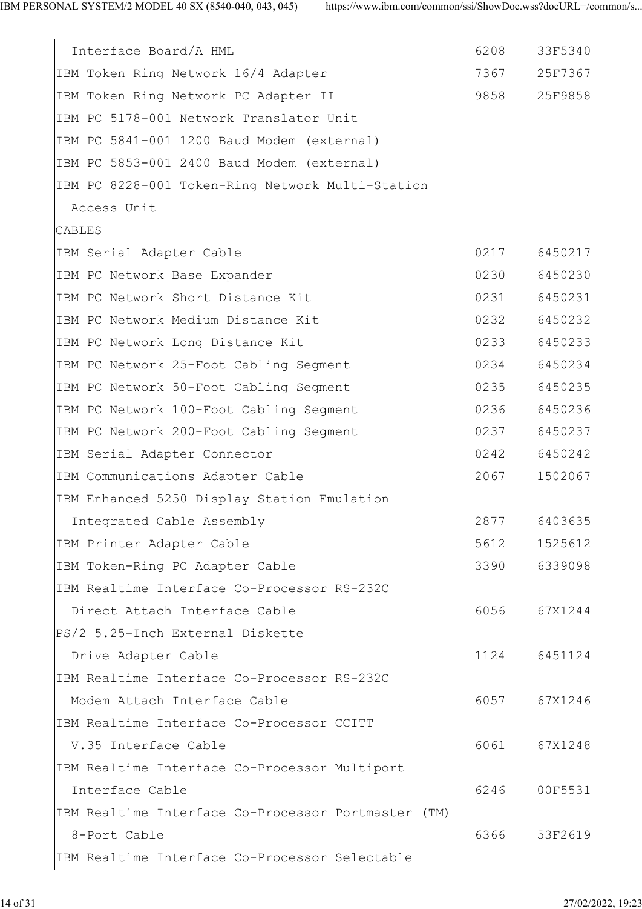| | | |
|---|---|---|
| Interface Board/A HML | 6208 | 33F5340 |
| IBM Token Ring Network 16/4 Adapter | 7367 | 25F7367 |
| IBM Token Ring Network PC Adapter II | 9858 | 25F9858 |
| IBM PC 5178-001 Network Translator Unit | | |
| IBM PC 5841-001 1200 Baud Modem (external) | | |
| IBM PC 5853-001 2400 Baud Modem (external) | | |
| IBM PC 8228-001 Token-Ring Network Multi-Station Access Unit | | |
| CABLES | | |
| IBM Serial Adapter Cable | 0217 | 6450217 |
| IBM PC Network Base Expander | 0230 | 6450230 |
| IBM PC Network Short Distance Kit | 0231 | 6450231 |
| IBM PC Network Medium Distance Kit | 0232 | 6450232 |
| IBM PC Network Long Distance Kit | 0233 | 6450233 |
| IBM PC Network 25-Foot Cabling Segment | 0234 | 6450234 |
| IBM PC Network 50-Foot Cabling Segment | 0235 | 6450235 |
| IBM PC Network 100-Foot Cabling Segment | 0236 | 6450236 |
| IBM PC Network 200-Foot Cabling Segment | 0237 | 6450237 |
| IBM Serial Adapter Connector | 0242 | 6450242 |
| IBM Communications Adapter Cable | 2067 | 1502067 |
| IBM Enhanced 5250 Display Station Emulation Integrated Cable Assembly | 2877 | 6403635 |
| IBM Printer Adapter Cable | 5612 | 1525612 |
| IBM Token-Ring PC Adapter Cable | 3390 | 6339098 |
| IBM Realtime Interface Co-Processor RS-232C Direct Attach Interface Cable | 6056 | 67X1244 |
| PS/2 5.25-Inch External Diskette Drive Adapter Cable | 1124 | 6451124 |
| IBM Realtime Interface Co-Processor RS-232C Modem Attach Interface Cable | 6057 | 67X1246 |
| IBM Realtime Interface Co-Processor CCITT V.35 Interface Cable | 6061 | 67X1248 |
| IBM Realtime Interface Co-Processor Multiport Interface Cable | 6246 | 00F5531 |
| IBM Realtime Interface Co-Processor Portmaster (TM) 8-Port Cable | 6366 | 53F2619 |
| IBM Realtime Interface Co-Processor Selectable | | |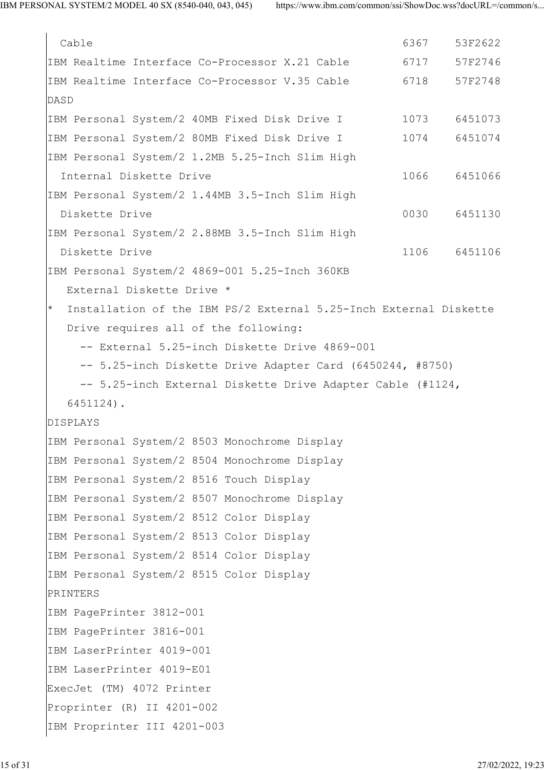| | | |
|---|---|---|
| Cable | 6367 | 53F2622 |
| IBM Realtime Interface Co-Processor X.21 Cable | 6717 | 57F2746 |
| IBM Realtime Interface Co-Processor V.35 Cable | 6718 | 57F2748 |

DASD

| | | |
|---|---|---|
| IBM Personal System/2 40MB Fixed Disk Drive I | 1073 | 6451073 |
| IBM Personal System/2 80MB Fixed Disk Drive I | 1074 | 6451074 |
| IBM Personal System/2 1.2MB 5.25-Inch Slim High Internal Diskette Drive | 1066 | 6451066 |
| IBM Personal System/2 1.44MB 3.5-Inch Slim High Diskette Drive | 0030 | 6451130 |
| IBM Personal System/2 2.88MB 3.5-Inch Slim High Diskette Drive | 1106 | 6451106 |

IBM Personal System/2 4869-001 5.25-Inch 360KB External Diskette Drive *

* Installation of the IBM PS/2 External 5.25-Inch External Diskette Drive requires all of the following:
  - -- External 5.25-inch Diskette Drive 4869-001
  - -- 5.25-inch Diskette Drive Adapter Card (6450244, #8750)
  - -- 5.25-inch External Diskette Drive Adapter Cable (#1124, 6451124).

DISPLAYS

IBM Personal System/2 8503 Monochrome Display
IBM Personal System/2 8504 Monochrome Display
IBM Personal System/2 8516 Touch Display
IBM Personal System/2 8507 Monochrome Display
IBM Personal System/2 8512 Color Display
IBM Personal System/2 8513 Color Display
IBM Personal System/2 8514 Color Display
IBM Personal System/2 8515 Color Display

PRINTERS

IBM PagePrinter 3812-001
IBM PagePrinter 3816-001
IBM LaserPrinter 4019-001
IBM LaserPrinter 4019-E01
ExecJet (TM) 4072 Printer
Proprinter (R) II 4201-002
IBM Proprinter III 4201-003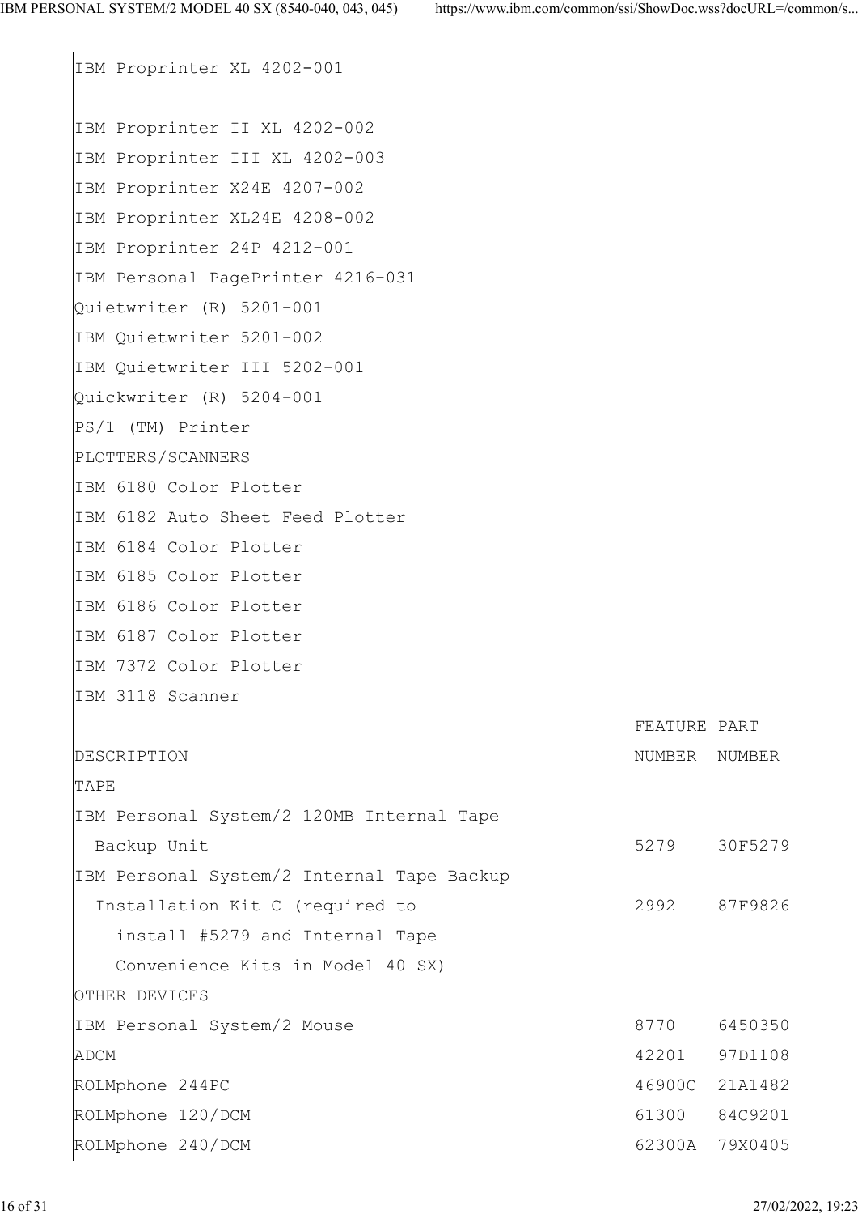IBM Proprinter XL 4202-001

IBM Proprinter II XL 4202-002
IBM Proprinter III XL 4202-003
IBM Proprinter X24E 4207-002
IBM Proprinter XL24E 4208-002
IBM Proprinter 24P 4212-001
IBM Personal PagePrinter 4216-031
Quietwriter (R) 5201-001
IBM Quietwriter 5201-002
IBM Quietwriter III 5202-001
Quickwriter (R) 5204-001
PS/1 (TM) Printer

PLOTTERS/SCANNERS

IBM 6180 Color Plotter
IBM 6182 Auto Sheet Feed Plotter
IBM 6184 Color Plotter
IBM 6185 Color Plotter
IBM 6186 Color Plotter
IBM 6187 Color Plotter
IBM 7372 Color Plotter
IBM 3118 Scanner

| DESCRIPTION | FEATURE NUMBER | PART NUMBER |
|---|---|---|
| **TAPE** | | |
| IBM Personal System/2 120MB Internal Tape Backup Unit | 5279 | 30F5279 |
| IBM Personal System/2 Internal Tape Backup Installation Kit C (required to install #5279 and Internal Tape Convenience Kits in Model 40 SX) | 2992 | 87F9826 |
| **OTHER DEVICES** | | |
| IBM Personal System/2 Mouse | 8770 | 6450350 |
| ADCM | 42201 | 97D1108 |
| ROLMphone 244PC | 46900C | 21A1482 |
| ROLMphone 120/DCM | 61300 | 84C9201 |
| ROLMphone 240/DCM | 62300A | 79X0405 |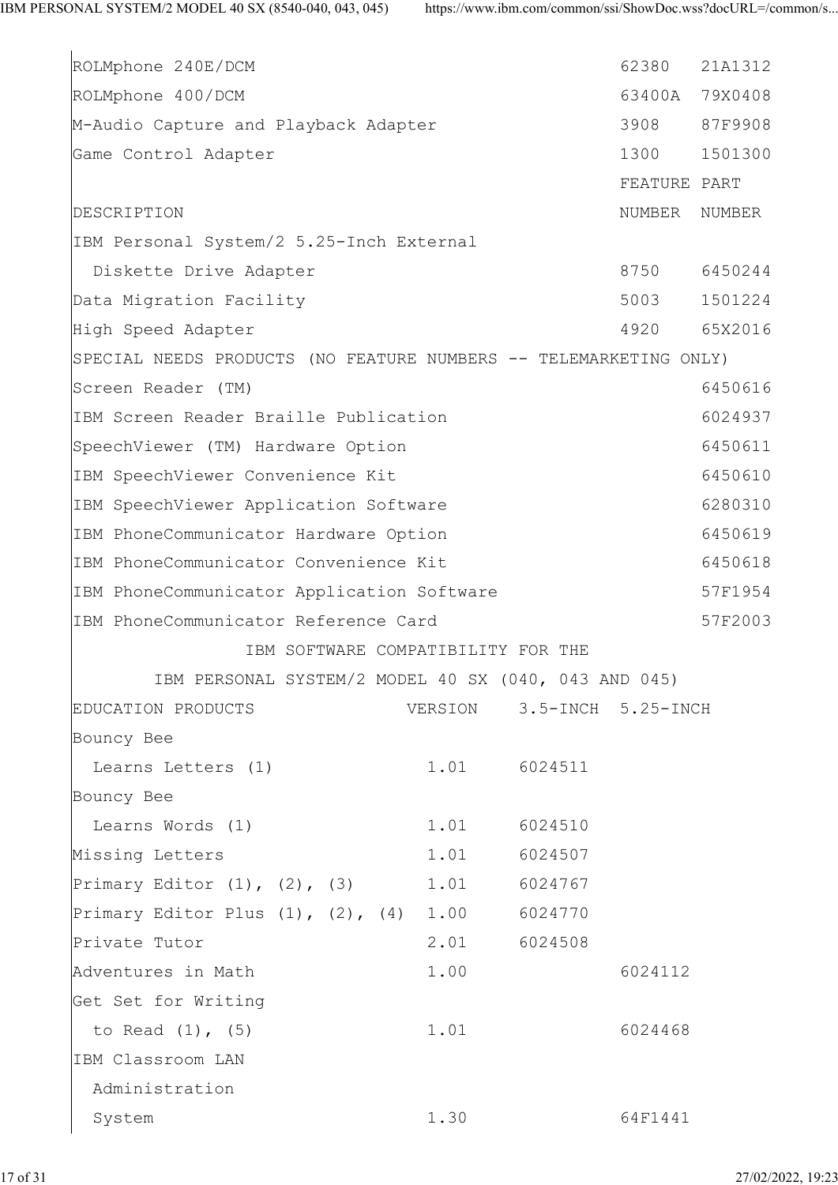| DESCRIPTION | FEATURE NUMBER | PART NUMBER |
|---|---|---|
| ROLMphone 240E/DCM | 62380 | 21A1312 |
| ROLMphone 400/DCM | 63400A | 79X0408 |
| M-Audio Capture and Playback Adapter | 3908 | 87F9908 |
| Game Control Adapter | 1300 | 1501300 |
| IBM Personal System/2 5.25-Inch External Diskette Drive Adapter | 8750 | 6450244 |
| Data Migration Facility | 5003 | 1501224 |
| High Speed Adapter | 4920 | 65X2016 |

SPECIAL NEEDS PRODUCTS (NO FEATURE NUMBERS -- TELEMARKETING ONLY)

| DESCRIPTION | PART NUMBER |
|---|---|
| Screen Reader (TM) | 6450616 |
| IBM Screen Reader Braille Publication | 6024937 |
| SpeechViewer (TM) Hardware Option | 6450611 |
| IBM SpeechViewer Convenience Kit | 6450610 |
| IBM SpeechViewer Application Software | 6280310 |
| IBM PhoneCommunicator Hardware Option | 6450619 |
| IBM PhoneCommunicator Convenience Kit | 6450618 |
| IBM PhoneCommunicator Application Software | 57F1954 |
| IBM PhoneCommunicator Reference Card | 57F2003 |

## IBM SOFTWARE COMPATIBILITY FOR THE IBM PERSONAL SYSTEM/2 MODEL 40 SX (040, 043 AND 045)

| EDUCATION PRODUCTS | VERSION | 3.5-INCH | 5.25-INCH |
|---|---|---|---|
| Bouncy Bee Learns Letters (1) | 1.01 | 6024511 | |
| Bouncy Bee Learns Words (1) | 1.01 | 6024510 | |
| Missing Letters | 1.01 | 6024507 | |
| Primary Editor (1), (2), (3) | 1.01 | 6024767 | |
| Primary Editor Plus (1), (2), (4) | 1.00 | 6024770 | |
| Private Tutor | 2.01 | 6024508 | |
| Adventures in Math | 1.00 | | 6024112 |
| Get Set for Writing to Read (1), (5) | 1.01 | | 6024468 |
| IBM Classroom LAN Administration System | 1.30 | | 64F1441 |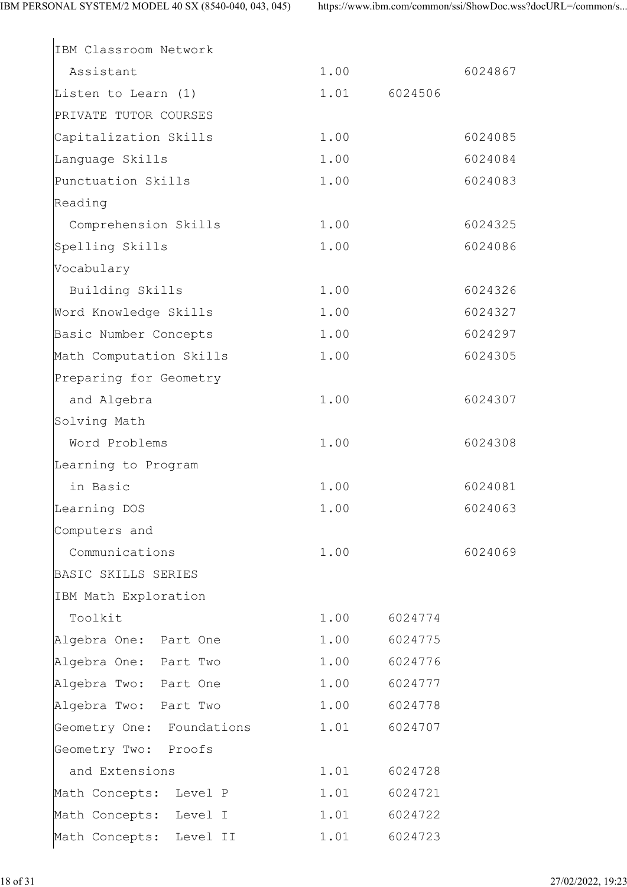| | | | |
|---|---|---|---|
| IBM Classroom Network Assistant | 1.00 | | 6024867 |
| Listen to Learn (1) | 1.01 | 6024506 | |
| PRIVATE TUTOR COURSES | | | |
| Capitalization Skills | 1.00 | | 6024085 |
| Language Skills | 1.00 | | 6024084 |
| Punctuation Skills | 1.00 | | 6024083 |
| Reading Comprehension Skills | 1.00 | | 6024325 |
| Spelling Skills | 1.00 | | 6024086 |
| Vocabulary Building Skills | 1.00 | | 6024326 |
| Word Knowledge Skills | 1.00 | | 6024327 |
| Basic Number Concepts | 1.00 | | 6024297 |
| Math Computation Skills | 1.00 | | 6024305 |
| Preparing for Geometry and Algebra | 1.00 | | 6024307 |
| Solving Math Word Problems | 1.00 | | 6024308 |
| Learning to Program in Basic | 1.00 | | 6024081 |
| Learning DOS | 1.00 | | 6024063 |
| Computers and Communications | 1.00 | | 6024069 |
| BASIC SKILLS SERIES | | | |
| IBM Math Exploration Toolkit | 1.00 | 6024774 | |
| Algebra One: Part One | 1.00 | 6024775 | |
| Algebra One: Part Two | 1.00 | 6024776 | |
| Algebra Two: Part One | 1.00 | 6024777 | |
| Algebra Two: Part Two | 1.00 | 6024778 | |
| Geometry One: Foundations | 1.01 | 6024707 | |
| Geometry Two: Proofs and Extensions | 1.01 | 6024728 | |
| Math Concepts: Level P | 1.01 | 6024721 | |
| Math Concepts: Level I | 1.01 | 6024722 | |
| Math Concepts: Level II | 1.01 | 6024723 | |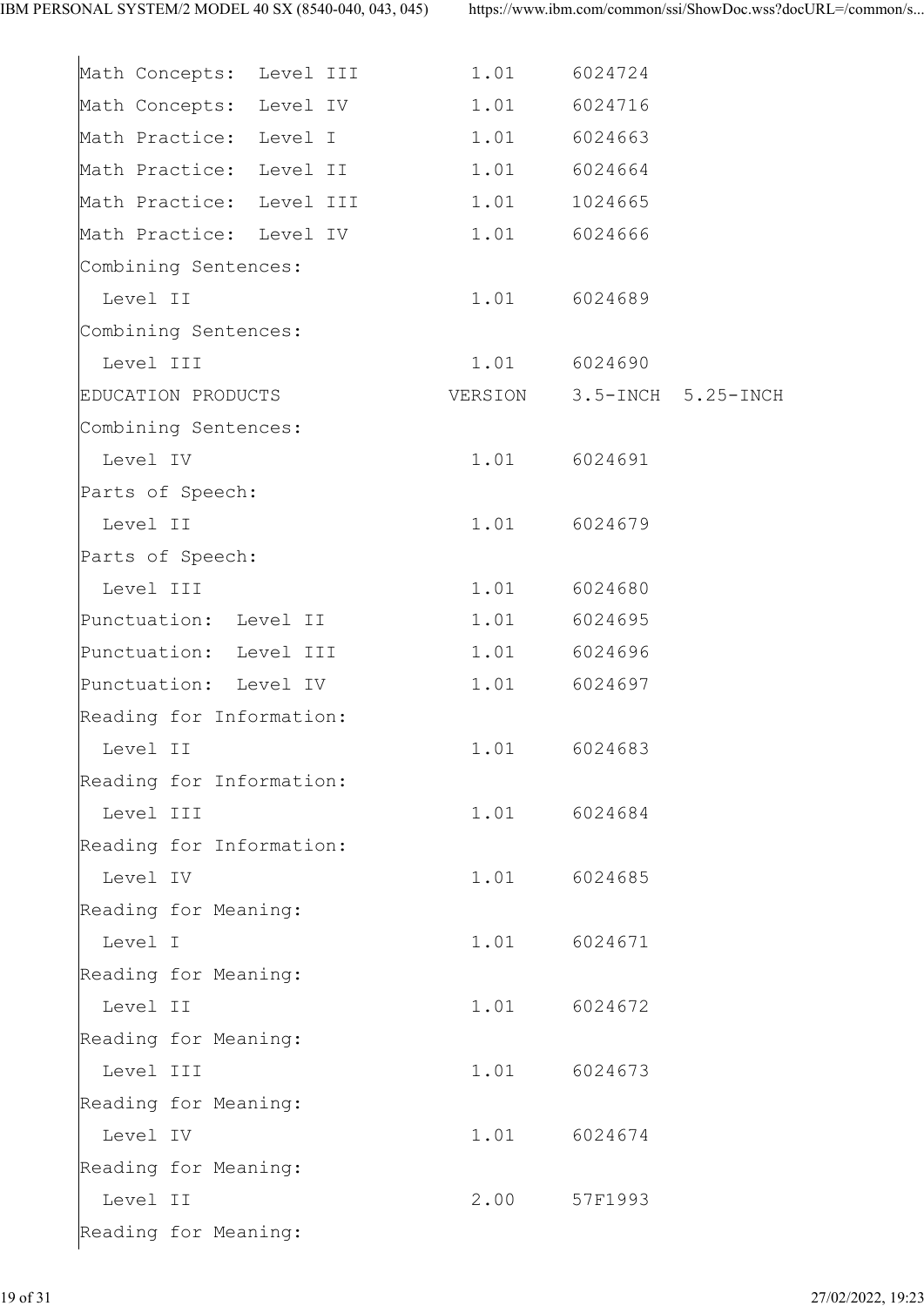| EDUCATION PRODUCTS | VERSION | 3.5-INCH | 5.25-INCH |
|---|---|---|---|
| Math Concepts: Level III | 1.01 | 6024724 | |
| Math Concepts: Level IV | 1.01 | 6024716 | |
| Math Practice: Level I | 1.01 | 6024663 | |
| Math Practice: Level II | 1.01 | 6024664 | |
| Math Practice: Level III | 1.01 | 1024665 | |
| Math Practice: Level IV | 1.01 | 6024666 | |
| Combining Sentences: Level II | 1.01 | 6024689 | |
| Combining Sentences: Level III | 1.01 | 6024690 | |
| Combining Sentences: Level IV | 1.01 | 6024691 | |
| Parts of Speech: Level II | 1.01 | 6024679 | |
| Parts of Speech: Level III | 1.01 | 6024680 | |
| Punctuation: Level II | 1.01 | 6024695 | |
| Punctuation: Level III | 1.01 | 6024696 | |
| Punctuation: Level IV | 1.01 | 6024697 | |
| Reading for Information: Level II | 1.01 | 6024683 | |
| Reading for Information: Level III | 1.01 | 6024684 | |
| Reading for Information: Level IV | 1.01 | 6024685 | |
| Reading for Meaning: Level I | 1.01 | 6024671 | |
| Reading for Meaning: Level II | 1.01 | 6024672 | |
| Reading for Meaning: Level III | 1.01 | 6024673 | |
| Reading for Meaning: Level IV | 1.01 | 6024674 | |
| Reading for Meaning: Level II | 2.00 | 57F1993 | |
| Reading for Meaning: | | | |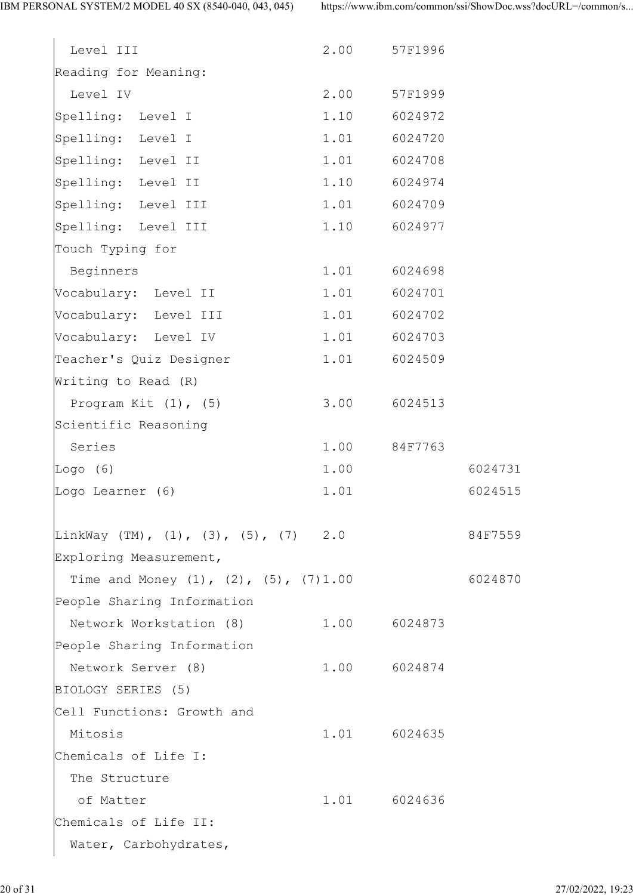```
  Level III                      2.00     57F1996
Reading for Meaning:
  Level IV                       2.00     57F1999
Spelling:  Level I               1.10     6024972
Spelling:  Level I               1.01     6024720
Spelling:  Level II              1.01     6024708
Spelling:  Level II              1.10     6024974
Spelling:  Level III             1.01     6024709
Spelling:  Level III             1.10     6024977
Touch Typing for
  Beginners                      1.01     6024698
Vocabulary:  Level II            1.01     6024701
Vocabulary:  Level III           1.01     6024702
Vocabulary:  Level IV            1.01     6024703
Teacher's Quiz Designer          1.01     6024509
Writing to Read (R)
  Program Kit (1), (5)           3.00     6024513
Scientific Reasoning
  Series                         1.00     84F7763
Logo (6)                         1.00               6024731
Logo Learner (6)                 1.01               6024515

LinkWay (TM), (1), (3), (5), (7)   2.0              84F7559
Exploring Measurement,
  Time and Money (1), (2), (5), (7)1.00             6024870
People Sharing Information
  Network Workstation (8)        1.00     6024873
People Sharing Information
  Network Server (8)             1.00     6024874
BIOLOGY SERIES (5)
Cell Functions: Growth and
  Mitosis                        1.01     6024635
Chemicals of Life I:
  The Structure
   of Matter                     1.01     6024636
Chemicals of Life II:
  Water, Carbohydrates,
```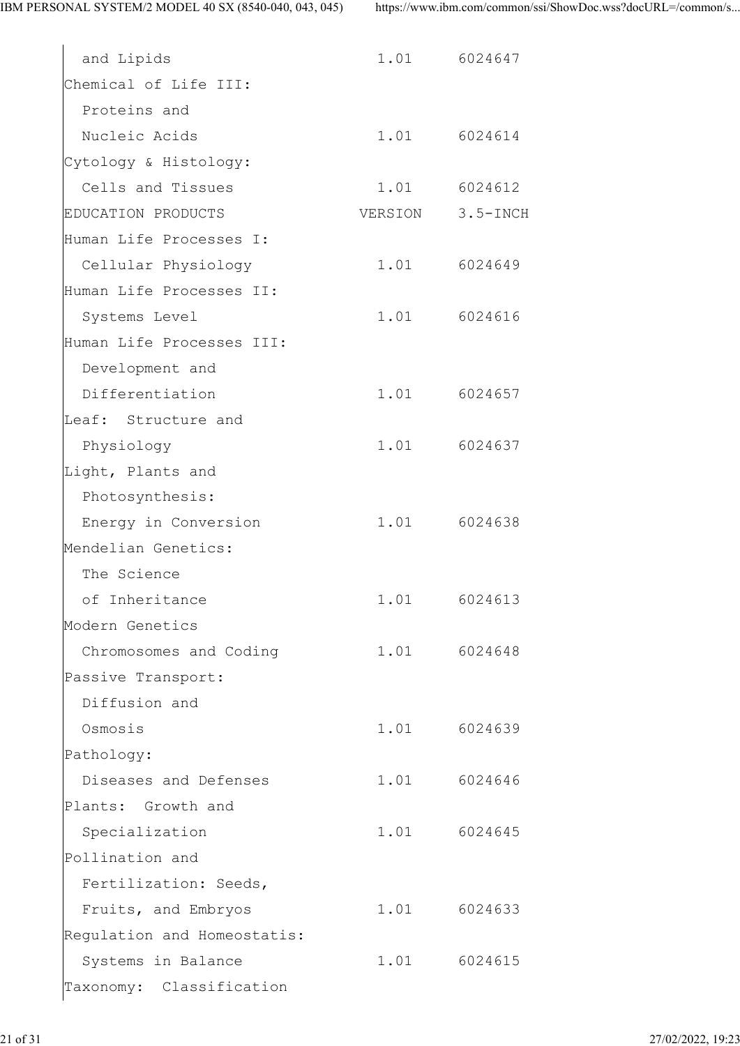```
  and Lipids                    1.01     6024647
Chemical of Life III:
  Proteins and
  Nucleic Acids                 1.01     6024614
Cytology & Histology:
  Cells and Tissues             1.01     6024612
EDUCATION PRODUCTS             VERSION   3.5-INCH
Human Life Processes I:
  Cellular Physiology           1.01     6024649
Human Life Processes II:
  Systems Level                 1.01     6024616
Human Life Processes III:
  Development and
  Differentiation               1.01     6024657
Leaf:  Structure and
  Physiology                    1.01     6024637
Light, Plants and
  Photosynthesis:
  Energy in Conversion          1.01     6024638
Mendelian Genetics:
  The Science
  of Inheritance                1.01     6024613
Modern Genetics
  Chromosomes and Coding        1.01     6024648
Passive Transport:
  Diffusion and
  Osmosis                       1.01     6024639
Pathology:
  Diseases and Defenses         1.01     6024646
Plants:  Growth and
  Specialization                1.01     6024645
Pollination and
  Fertilization: Seeds,
  Fruits, and Embryos           1.01     6024633
Regulation and Homeostatis:
  Systems in Balance            1.01     6024615
Taxonomy:  Classification
```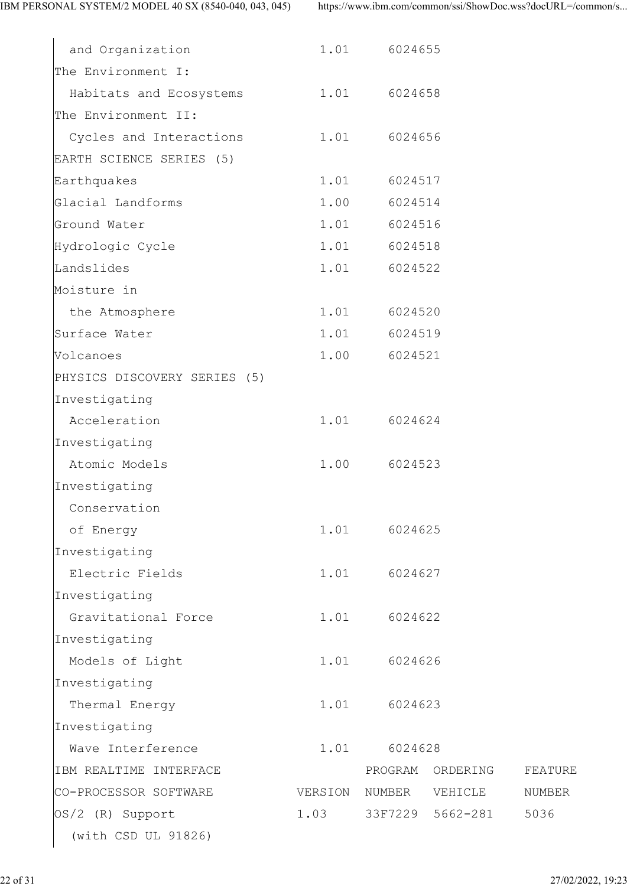```
  and Organization                1.01     6024655
The Environment I:
  Habitats and Ecosystems         1.01     6024658
The Environment II:
  Cycles and Interactions         1.01     6024656
EARTH SCIENCE SERIES (5)
Earthquakes                       1.01     6024517
Glacial Landforms                 1.00     6024514
Ground Water                      1.01     6024516
Hydrologic Cycle                  1.01     6024518
Landslides                        1.01     6024522
Moisture in
  the Atmosphere                  1.01     6024520
Surface Water                     1.01     6024519
Volcanoes                         1.00     6024521
PHYSICS DISCOVERY SERIES (5)
Investigating
  Acceleration                    1.01     6024624
Investigating
  Atomic Models                   1.00     6024523
Investigating
  Conservation
  of Energy                       1.01     6024625
Investigating
  Electric Fields                 1.01     6024627
Investigating
  Gravitational Force             1.01     6024622
Investigating
  Models of Light                 1.01     6024626
Investigating
  Thermal Energy                  1.01     6024623
Investigating
  Wave Interference               1.01     6024628
IBM REALTIME INTERFACE                   PROGRAM  ORDERING    FEATURE
CO-PROCESSOR SOFTWARE           VERSION  NUMBER   VEHICLE     NUMBER
OS/2 (R) Support                1.03     33F7229  5662-281    5036
  (with CSD UL 91826)
```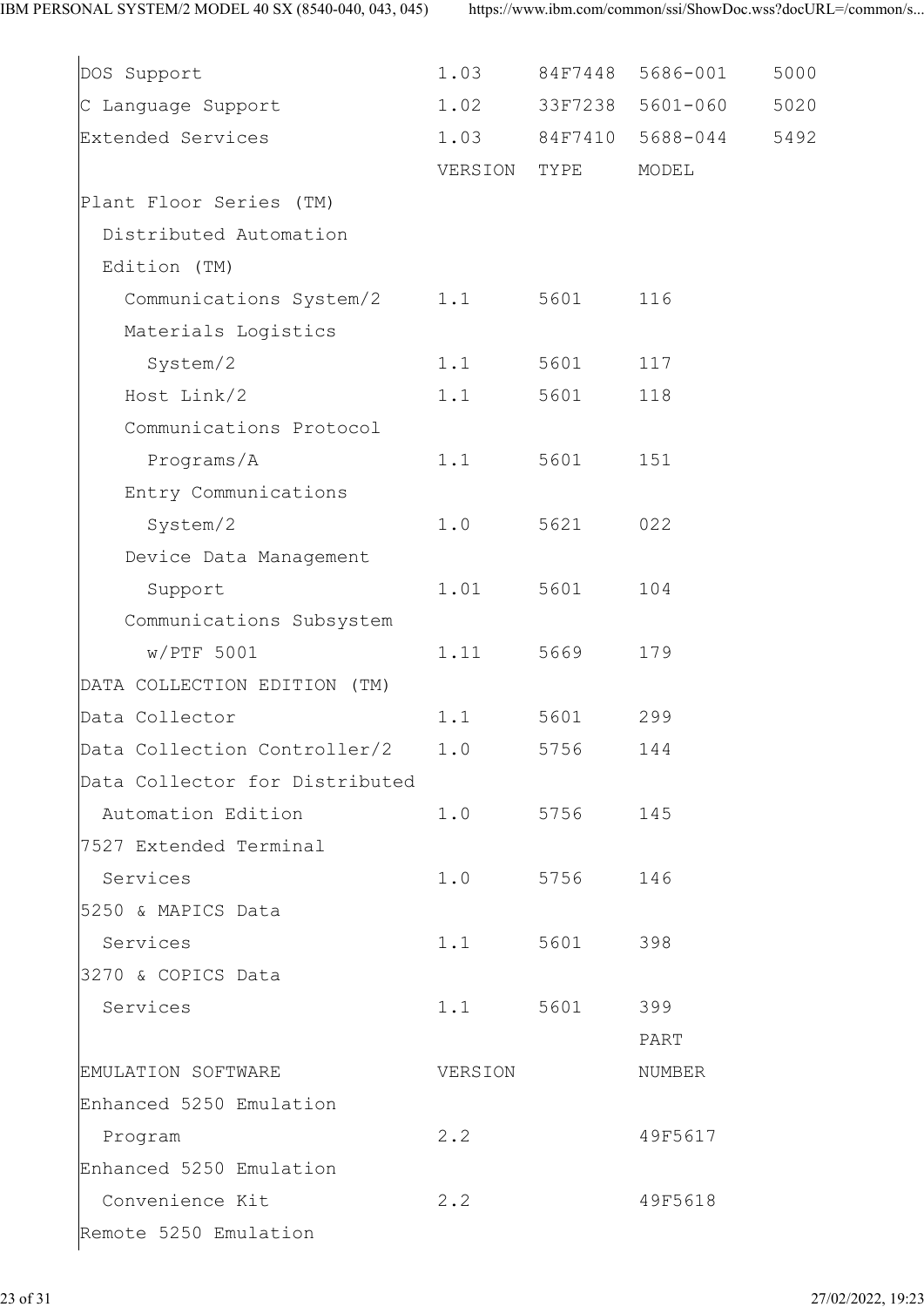| | | | | |
|---|---|---|---|---|
| DOS Support | 1.03 | 84F7448 | 5686-001 | 5000 |
| C Language Support | 1.02 | 33F7238 | 5601-060 | 5020 |
| Extended Services | 1.03 | 84F7410 | 5688-044 | 5492 |

| | VERSION | TYPE | MODEL |
|---|---|---|---|
| Plant Floor Series (TM) | | | |
| Distributed Automation Edition (TM) | | | |
| Communications System/2 | 1.1 | 5601 | 116 |
| Materials Logistics System/2 | 1.1 | 5601 | 117 |
| Host Link/2 | 1.1 | 5601 | 118 |
| Communications Protocol Programs/A | 1.1 | 5601 | 151 |
| Entry Communications System/2 | 1.0 | 5621 | 022 |
| Device Data Management Support | 1.01 | 5601 | 104 |
| Communications Subsystem w/PTF 5001 | 1.11 | 5669 | 179 |
| DATA COLLECTION EDITION (TM) | | | |
| Data Collector | 1.1 | 5601 | 299 |
| Data Collection Controller/2 | 1.0 | 5756 | 144 |
| Data Collector for Distributed Automation Edition | 1.0 | 5756 | 145 |
| 7527 Extended Terminal Services | 1.0 | 5756 | 146 |
| 5250 & MAPICS Data Services | 1.1 | 5601 | 398 |
| 3270 & COPICS Data Services | 1.1 | 5601 | 399 |

| EMULATION SOFTWARE | VERSION | PART NUMBER |
|---|---|---|
| Enhanced 5250 Emulation Program | 2.2 | 49F5617 |
| Enhanced 5250 Emulation Convenience Kit | 2.2 | 49F5618 |
| Remote 5250 Emulation | | |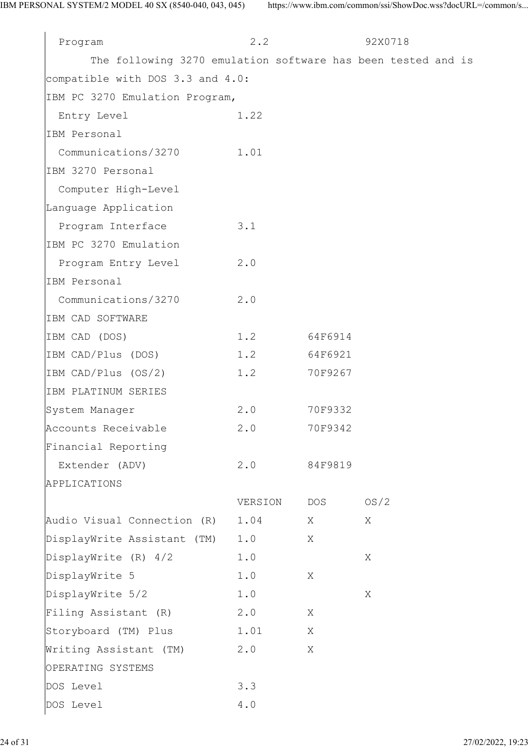```
  Program                      2.2               92X0718
      The following 3270 emulation software has been tested and is
compatible with DOS 3.3 and 4.0:
IBM PC 3270 Emulation Program,
  Entry Level                1.22
IBM Personal
  Communications/3270        1.01
IBM 3270 Personal
  Computer High-Level
Language Application
  Program Interface          3.1
IBM PC 3270 Emulation
  Program Entry Level        2.0
IBM Personal
  Communications/3270        2.0
IBM CAD SOFTWARE
IBM CAD (DOS)                1.2        64F6914
IBM CAD/Plus (DOS)           1.2        64F6921
IBM CAD/Plus (OS/2)          1.2        70F9267
IBM PLATINUM SERIES
System Manager               2.0        70F9332
Accounts Receivable          2.0        70F9342
Financial Reporting
  Extender (ADV)             2.0        84F9819
APPLICATIONS
                             VERSION    DOS      OS/2
Audio Visual Connection (R)  1.04       X        X
DisplayWrite Assistant (TM)  1.0        X
DisplayWrite (R) 4/2         1.0                 X
DisplayWrite 5               1.0        X
DisplayWrite 5/2             1.0                 X
Filing Assistant (R)         2.0        X
Storyboard (TM) Plus         1.01       X
Writing Assistant (TM)       2.0        X
OPERATING SYSTEMS
DOS Level                    3.3
DOS Level                    4.0
```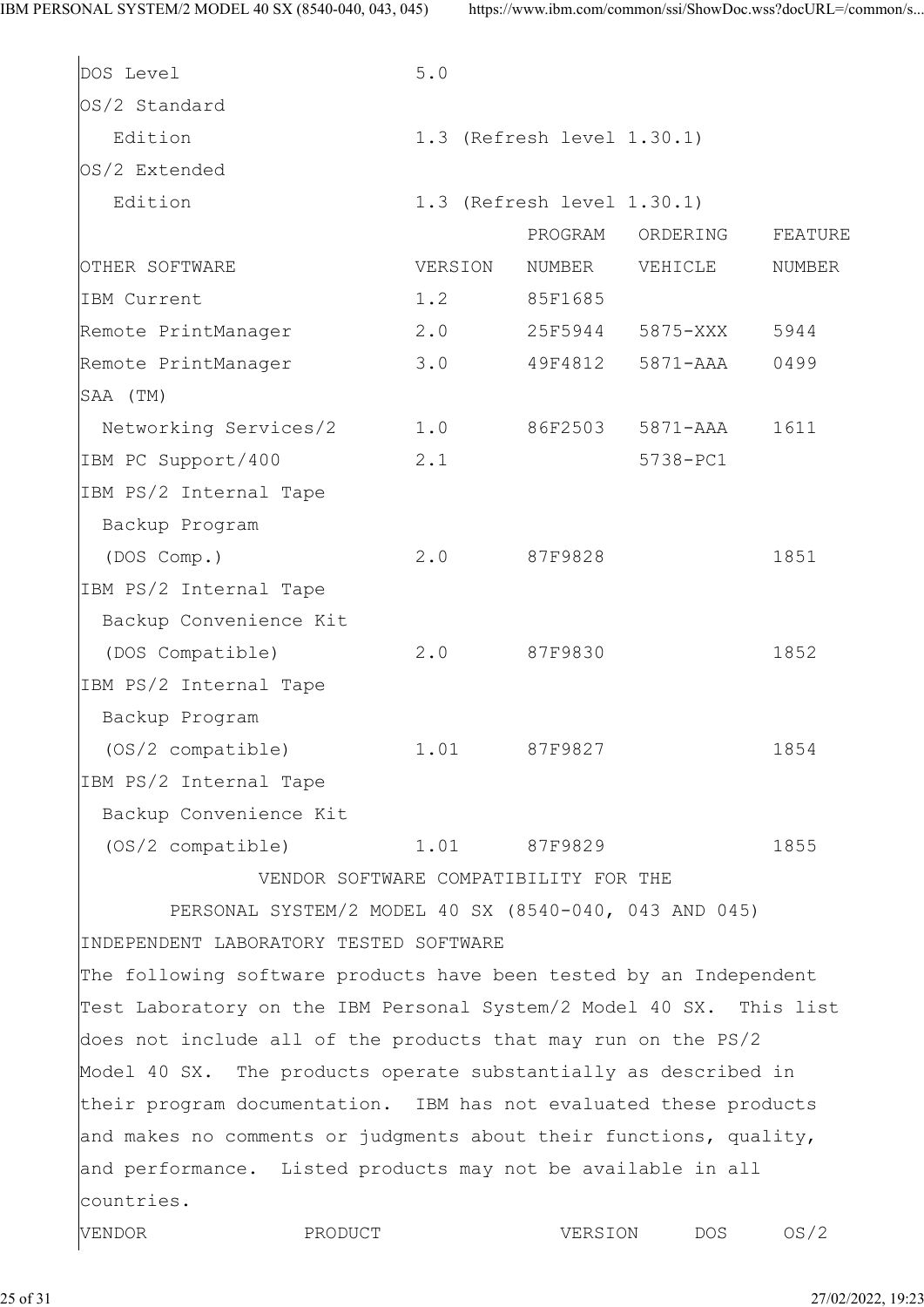| | |
|---|---|
| DOS Level | 5.0 |
| OS/2 Standard Edition | 1.3 (Refresh level 1.30.1) |
| OS/2 Extended Edition | 1.3 (Refresh level 1.30.1) |

| OTHER SOFTWARE | VERSION | PROGRAM NUMBER | ORDERING VEHICLE | FEATURE NUMBER |
|---|---|---|---|---|
| IBM Current | 1.2 | 85F1685 | | |
| Remote PrintManager | 2.0 | 25F5944 | 5875-XXX | 5944 |
| Remote PrintManager | 3.0 | 49F4812 | 5871-AAA | 0499 |
| SAA (TM) Networking Services/2 | 1.0 | 86F2503 | 5871-AAA | 1611 |
| IBM PC Support/400 | 2.1 | | 5738-PC1 | |
| IBM PS/2 Internal Tape Backup Program (DOS Comp.) | 2.0 | 87F9828 | | 1851 |
| IBM PS/2 Internal Tape Backup Convenience Kit (DOS Compatible) | 2.0 | 87F9830 | | 1852 |
| IBM PS/2 Internal Tape Backup Program (OS/2 compatible) | 1.01 | 87F9827 | | 1854 |
| IBM PS/2 Internal Tape Backup Convenience Kit (OS/2 compatible) | 1.01 | 87F9829 | | 1855 |

## VENDOR SOFTWARE COMPATIBILITY FOR THE PERSONAL SYSTEM/2 MODEL 40 SX (8540-040, 043 AND 045)

INDEPENDENT LABORATORY TESTED SOFTWARE

The following software products have been tested by an Independent Test Laboratory on the IBM Personal System/2 Model 40 SX. This list does not include all of the products that may run on the PS/2 Model 40 SX. The products operate substantially as described in their program documentation. IBM has not evaluated these products and makes no comments or judgments about their functions, quality, and performance. Listed products may not be available in all countries.

| VENDOR | PRODUCT | VERSION | DOS | OS/2 |
|---|---|---|---|---|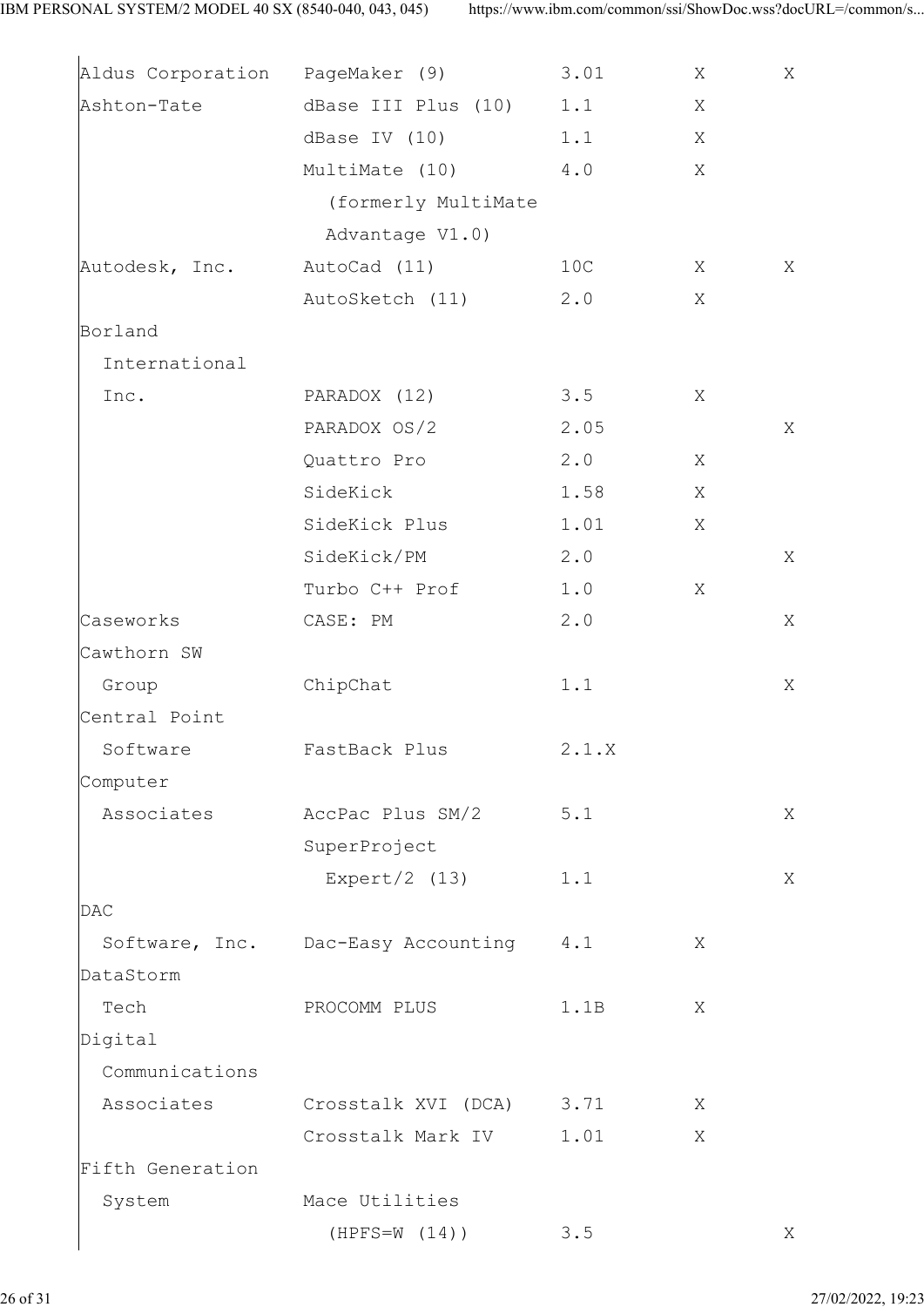| | | | | |
|---|---|---|---|---|
| Aldus Corporation | PageMaker (9) | 3.01 | X | X |
| Ashton-Tate | dBase III Plus (10) | 1.1 | X | |
| | dBase IV (10) | 1.1 | X | |
| | MultiMate (10) (formerly MultiMate Advantage V1.0) | 4.0 | X | |
| Autodesk, Inc. | AutoCad (11) | 10C | X | X |
| | AutoSketch (11) | 2.0 | X | |
| Borland International Inc. | PARADOX (12) | 3.5 | X | |
| | PARADOX OS/2 | 2.05 | | X |
| | Quattro Pro | 2.0 | X | |
| | SideKick | 1.58 | X | |
| | SideKick Plus | 1.01 | X | |
| | SideKick/PM | 2.0 | | X |
| | Turbo C++ Prof | 1.0 | X | |
| Caseworks | CASE: PM | 2.0 | | X |
| Cawthorn SW Group | ChipChat | 1.1 | | X |
| Central Point Software | FastBack Plus | 2.1.X | | |
| Computer Associates | AccPac Plus SM/2 | 5.1 | | X |
| | SuperProject Expert/2 (13) | 1.1 | | X |
| DAC Software, Inc. | Dac-Easy Accounting | 4.1 | X | |
| DataStorm Tech | PROCOMM PLUS | 1.1B | X | |
| Digital Communications Associates | Crosstalk XVI (DCA) | 3.71 | X | |
| | Crosstalk Mark IV | 1.01 | X | |
| Fifth Generation System | Mace Utilities (HPFS=W (14)) | 3.5 | | X |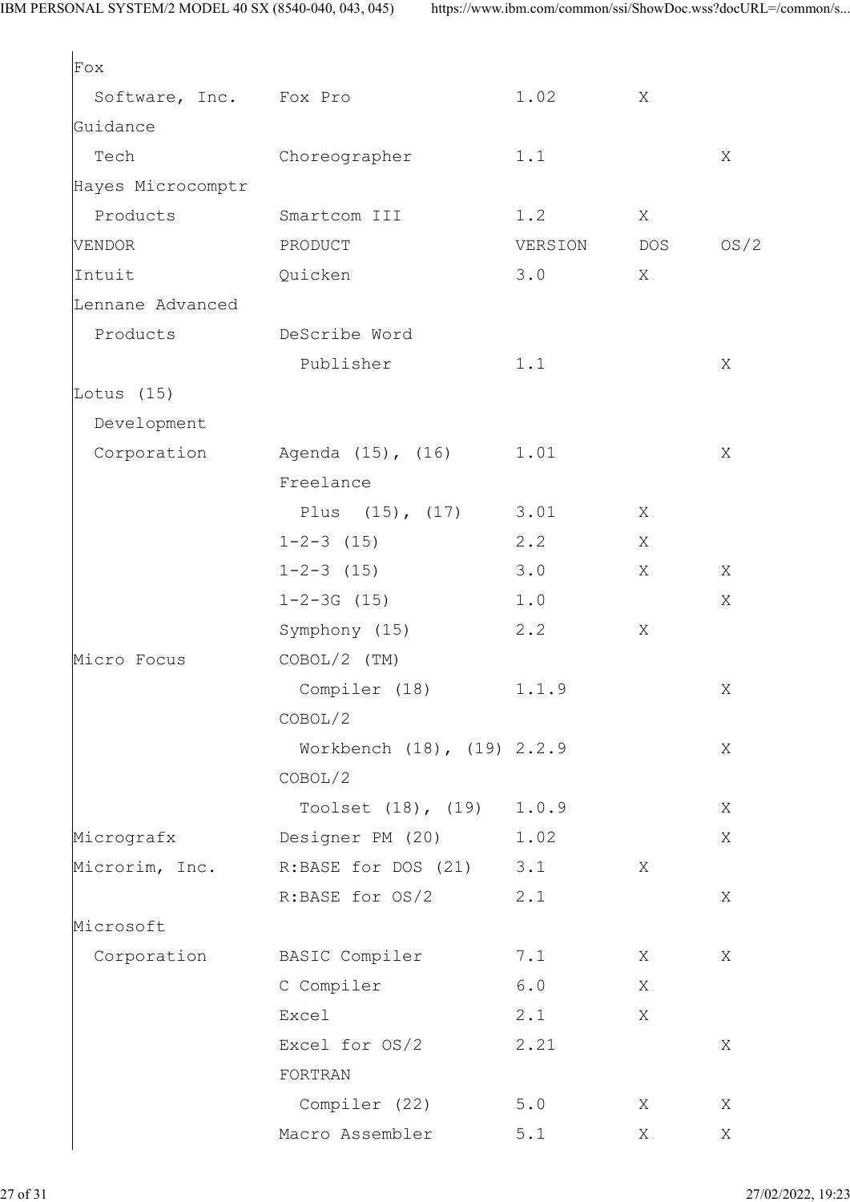| VENDOR | PRODUCT | VERSION | DOS | OS/2 |
|---|---|---|---|---|
| Fox Software, Inc. | Fox Pro | 1.02 | X | |
| Guidance Tech | Choreographer | 1.1 | | X |
| Hayes Microcomptr Products | Smartcom III | 1.2 | X | |
| Intuit | Quicken | 3.0 | X | |
| Lennane Advanced Products | DeScribe Word Publisher | 1.1 | | X |
| Lotus (15) Development Corporation | Agenda (15), (16) | 1.01 | | X |
| | Freelance Plus (15), (17) | 3.01 | X | |
| | 1-2-3 (15) | 2.2 | X | |
| | 1-2-3 (15) | 3.0 | X | X |
| | 1-2-3G (15) | 1.0 | | X |
| | Symphony (15) | 2.2 | X | |
| Micro Focus | COBOL/2 (TM) Compiler (18) | 1.1.9 | | X |
| | COBOL/2 Workbench (18), (19) | 2.2.9 | | X |
| | COBOL/2 Toolset (18), (19) | 1.0.9 | | X |
| Micrografx | Designer PM (20) | 1.02 | | X |
| Microrim, Inc. | R:BASE for DOS (21) | 3.1 | X | |
| | R:BASE for OS/2 | 2.1 | | X |
| Microsoft Corporation | BASIC Compiler | 7.1 | X | X |
| | C Compiler | 6.0 | X | |
| | Excel | 2.1 | X | |
| | Excel for OS/2 | 2.21 | | X |
| | FORTRAN Compiler (22) | 5.0 | X | X |
| | Macro Assembler | 5.1 | X | X |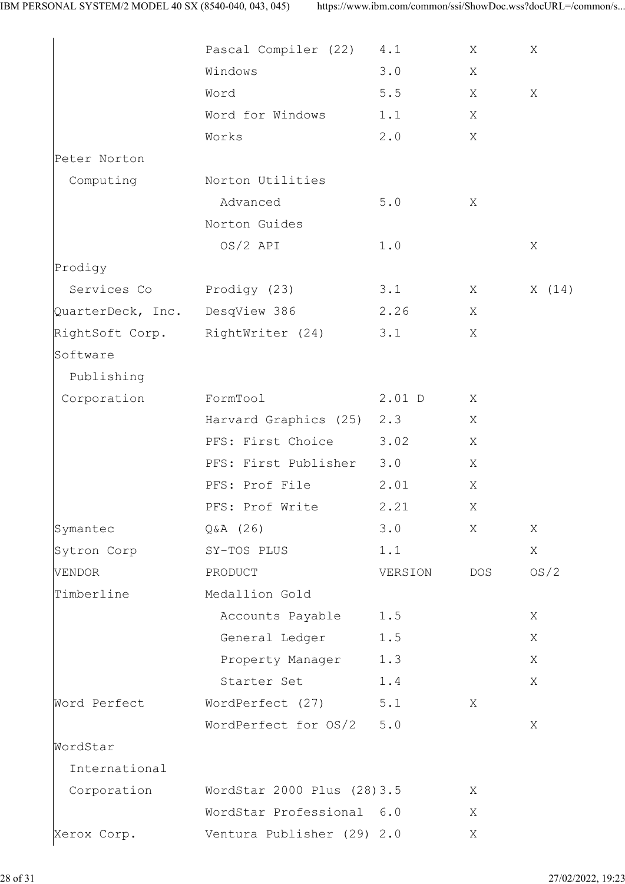| VENDOR | PRODUCT | VERSION | DOS | OS/2 |
|---|---|---|---|---|
| | Pascal Compiler (22) | 4.1 | X | X |
| | Windows | 3.0 | X | |
| | Word | 5.5 | X | X |
| | Word for Windows | 1.1 | X | |
| | Works | 2.0 | X | |
| Peter Norton Computing | Norton Utilities Advanced | 5.0 | X | |
| | Norton Guides OS/2 API | 1.0 | | X |
| Prodigy Services Co | Prodigy (23) | 3.1 | X | X (14) |
| QuarterDeck, Inc. | DesqView 386 | 2.26 | X | |
| RightSoft Corp. | RightWriter (24) | 3.1 | X | |
| Software Publishing Corporation | FormTool | 2.01 D | X | |
| | Harvard Graphics (25) | 2.3 | X | |
| | PFS: First Choice | 3.02 | X | |
| | PFS: First Publisher | 3.0 | X | |
| | PFS: Prof File | 2.01 | X | |
| | PFS: Prof Write | 2.21 | X | |
| Symantec | Q&A (26) | 3.0 | X | X |
| Sytron Corp | SY-TOS PLUS | 1.1 | | X |
| VENDOR | PRODUCT | VERSION | DOS | OS/2 |
| Timberline | Medallion Gold | | | |
| | Accounts Payable | 1.5 | | X |
| | General Ledger | 1.5 | | X |
| | Property Manager | 1.3 | | X |
| | Starter Set | 1.4 | | X |
| Word Perfect | WordPerfect (27) | 5.1 | X | |
| | WordPerfect for OS/2 | 5.0 | | X |
| WordStar International Corporation | WordStar 2000 Plus (28) | 3.5 | X | |
| | WordStar Professional | 6.0 | X | |
| Xerox Corp. | Ventura Publisher (29) | 2.0 | X | |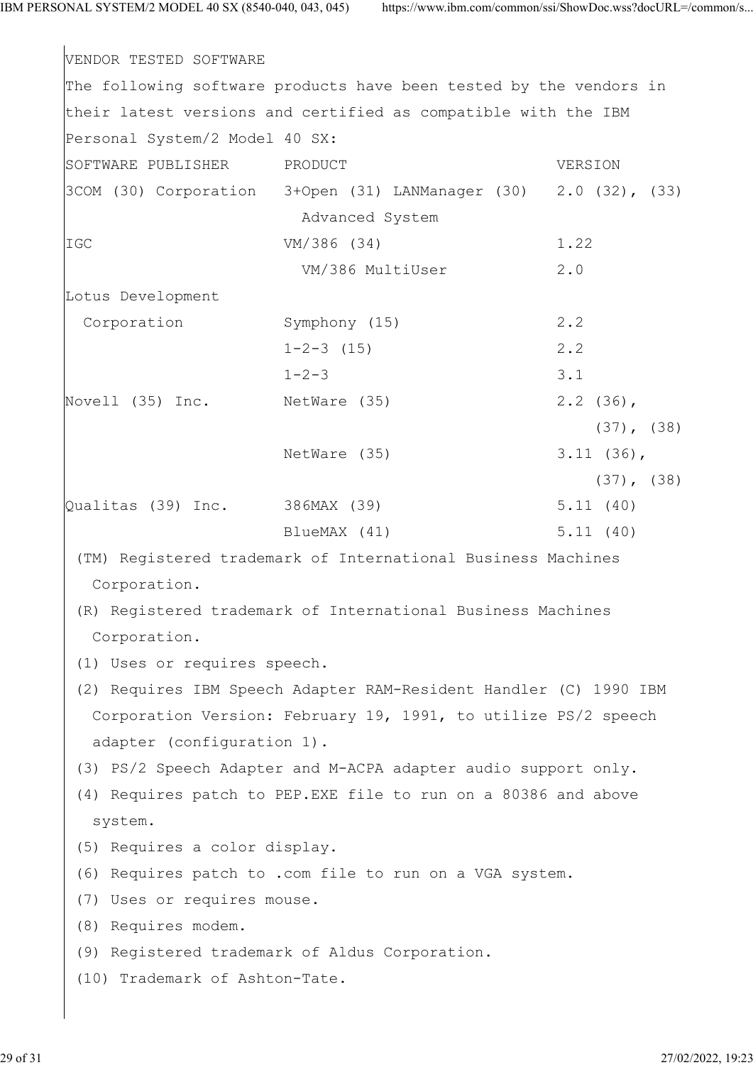VENDOR TESTED SOFTWARE

The following software products have been tested by the vendors in their latest versions and certified as compatible with the IBM Personal System/2 Model 40 SX:

| SOFTWARE PUBLISHER | PRODUCT | VERSION |
| --- | --- | --- |
| 3COM (30) Corporation | 3+Open (31) LANManager (30) Advanced System | 2.0 (32), (33) |
| IGC | VM/386 (34) | 1.22 |
| | VM/386 MultiUser | 2.0 |
| Lotus Development Corporation | Symphony (15) | 2.2 |
| | 1-2-3 (15) | 2.2 |
| | 1-2-3 | 3.1 |
| Novell (35) Inc. | NetWare (35) | 2.2 (36), (37), (38) |
| | NetWare (35) | 3.11 (36), (37), (38) |
| Qualitas (39) Inc. | 386MAX (39) | 5.11 (40) |
| | BlueMAX (41) | 5.11 (40) |

(TM) Registered trademark of International Business Machines Corporation.

(R) Registered trademark of International Business Machines Corporation.

(1) Uses or requires speech.

(2) Requires IBM Speech Adapter RAM-Resident Handler (C) 1990 IBM Corporation Version: February 19, 1991, to utilize PS/2 speech adapter (configuration 1).

(3) PS/2 Speech Adapter and M-ACPA adapter audio support only.

(4) Requires patch to PEP.EXE file to run on a 80386 and above system.

(5) Requires a color display.

(6) Requires patch to .com file to run on a VGA system.

(7) Uses or requires mouse.

(8) Requires modem.

(9) Registered trademark of Aldus Corporation.

(10) Trademark of Ashton-Tate.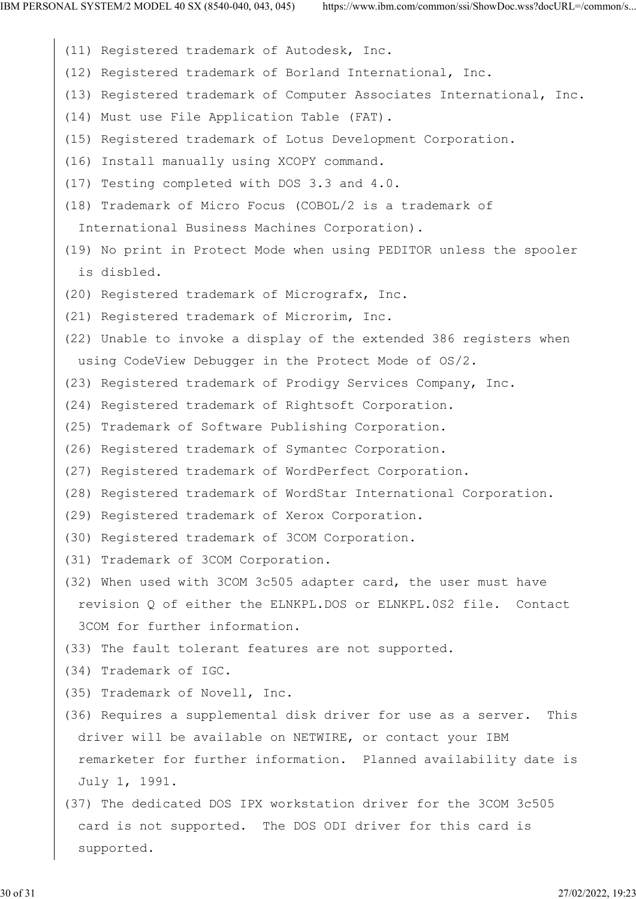(11) Registered trademark of Autodesk, Inc.
(12) Registered trademark of Borland International, Inc.
(13) Registered trademark of Computer Associates International, Inc.
(14) Must use File Application Table (FAT).
(15) Registered trademark of Lotus Development Corporation.
(16) Install manually using XCOPY command.
(17) Testing completed with DOS 3.3 and 4.0.
(18) Trademark of Micro Focus (COBOL/2 is a trademark of International Business Machines Corporation).
(19) No print in Protect Mode when using PEDITOR unless the spooler is disbled.
(20) Registered trademark of Micrografx, Inc.
(21) Registered trademark of Microrim, Inc.
(22) Unable to invoke a display of the extended 386 registers when using CodeView Debugger in the Protect Mode of OS/2.
(23) Registered trademark of Prodigy Services Company, Inc.
(24) Registered trademark of Rightsoft Corporation.
(25) Trademark of Software Publishing Corporation.
(26) Registered trademark of Symantec Corporation.
(27) Registered trademark of WordPerfect Corporation.
(28) Registered trademark of WordStar International Corporation.
(29) Registered trademark of Xerox Corporation.
(30) Registered trademark of 3COM Corporation.
(31) Trademark of 3COM Corporation.
(32) When used with 3COM 3c505 adapter card, the user must have revision Q of either the ELNKPL.DOS or ELNKPL.0S2 file.  Contact 3COM for further information.
(33) The fault tolerant features are not supported.
(34) Trademark of IGC.
(35) Trademark of Novell, Inc.
(36) Requires a supplemental disk driver for use as a server.  This driver will be available on NETWIRE, or contact your IBM remarketer for further information.  Planned availability date is July 1, 1991.
(37) The dedicated DOS IPX workstation driver for the 3COM 3c505 card is not supported.  The DOS ODI driver for this card is supported.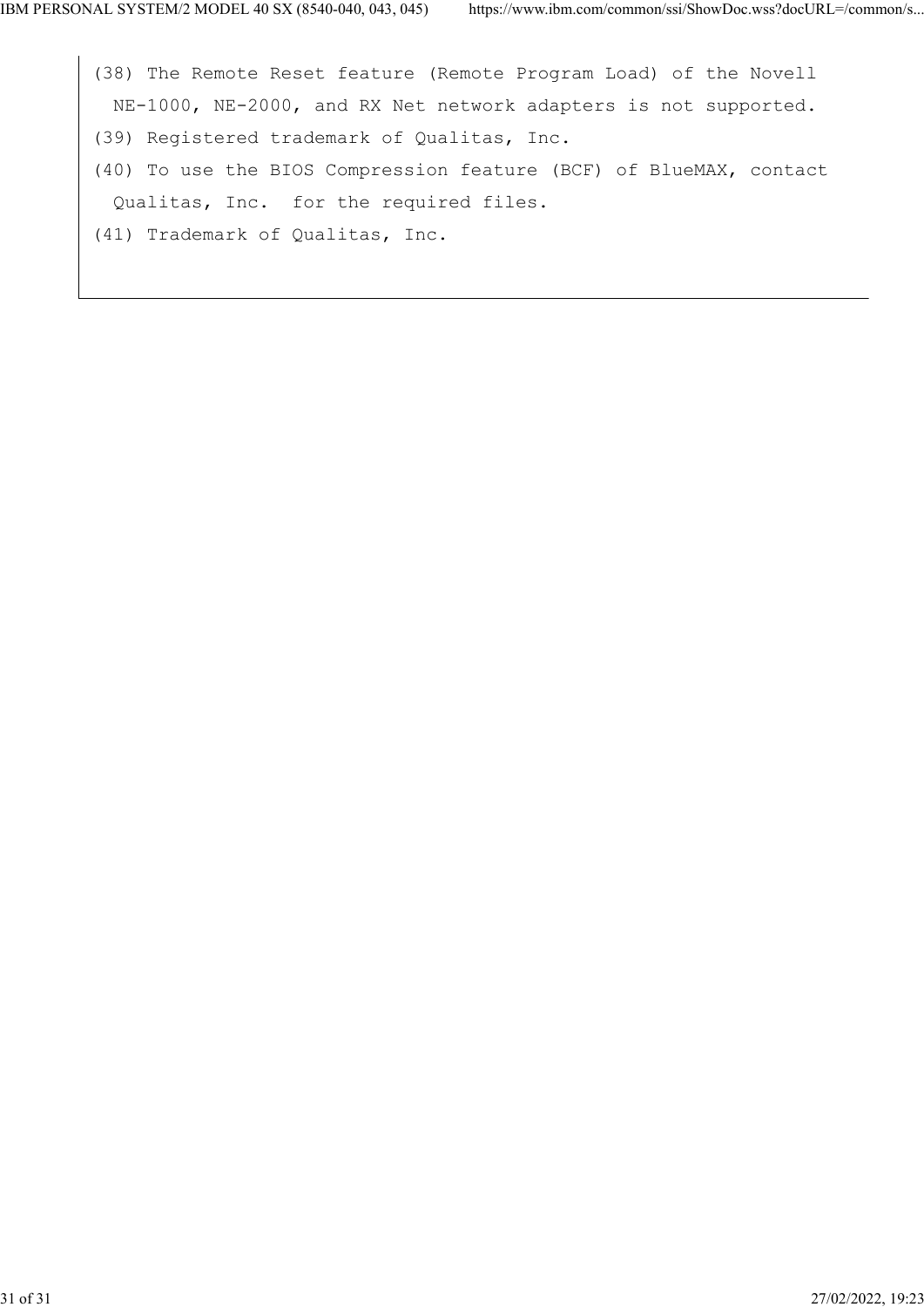(38) The Remote Reset feature (Remote Program Load) of the Novell NE-1000, NE-2000, and RX Net network adapters is not supported.

(39) Registered trademark of Qualitas, Inc.

(40) To use the BIOS Compression feature (BCF) of BlueMAX, contact Qualitas, Inc. for the required files.

(41) Trademark of Qualitas, Inc.